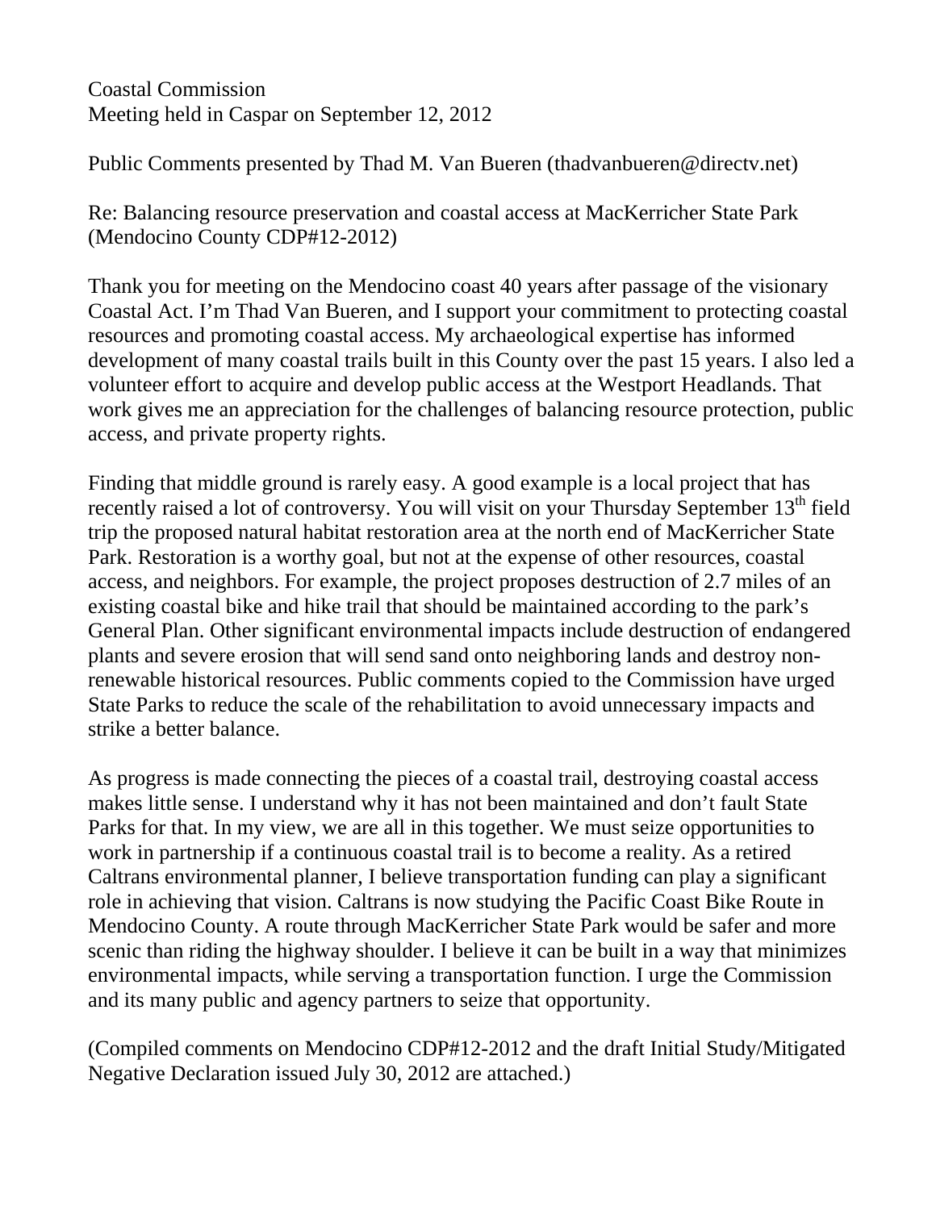Coastal Commission
Meeting held in Caspar on September 12, 2012

Public Comments presented by Thad M. Van Bueren (thadvanbueren@directv.net)

Re: Balancing resource preservation and coastal access at MacKerricher State Park (Mendocino County CDP#12-2012)

Thank you for meeting on the Mendocino coast 40 years after passage of the visionary Coastal Act. I'm Thad Van Bueren, and I support your commitment to protecting coastal resources and promoting coastal access. My archaeological expertise has informed development of many coastal trails built in this County over the past 15 years. I also led a volunteer effort to acquire and develop public access at the Westport Headlands. That work gives me an appreciation for the challenges of balancing resource protection, public access, and private property rights.

Finding that middle ground is rarely easy. A good example is a local project that has recently raised a lot of controversy. You will visit on your Thursday September 13th field trip the proposed natural habitat restoration area at the north end of MacKerricher State Park. Restoration is a worthy goal, but not at the expense of other resources, coastal access, and neighbors. For example, the project proposes destruction of 2.7 miles of an existing coastal bike and hike trail that should be maintained according to the park's General Plan. Other significant environmental impacts include destruction of endangered plants and severe erosion that will send sand onto neighboring lands and destroy non-renewable historical resources. Public comments copied to the Commission have urged State Parks to reduce the scale of the rehabilitation to avoid unnecessary impacts and strike a better balance.

As progress is made connecting the pieces of a coastal trail, destroying coastal access makes little sense. I understand why it has not been maintained and don't fault State Parks for that. In my view, we are all in this together. We must seize opportunities to work in partnership if a continuous coastal trail is to become a reality. As a retired Caltrans environmental planner, I believe transportation funding can play a significant role in achieving that vision. Caltrans is now studying the Pacific Coast Bike Route in Mendocino County. A route through MacKerricher State Park would be safer and more scenic than riding the highway shoulder. I believe it can be built in a way that minimizes environmental impacts, while serving a transportation function. I urge the Commission and its many public and agency partners to seize that opportunity.

(Compiled comments on Mendocino CDP#12-2012 and the draft Initial Study/Mitigated Negative Declaration issued July 30, 2012 are attached.)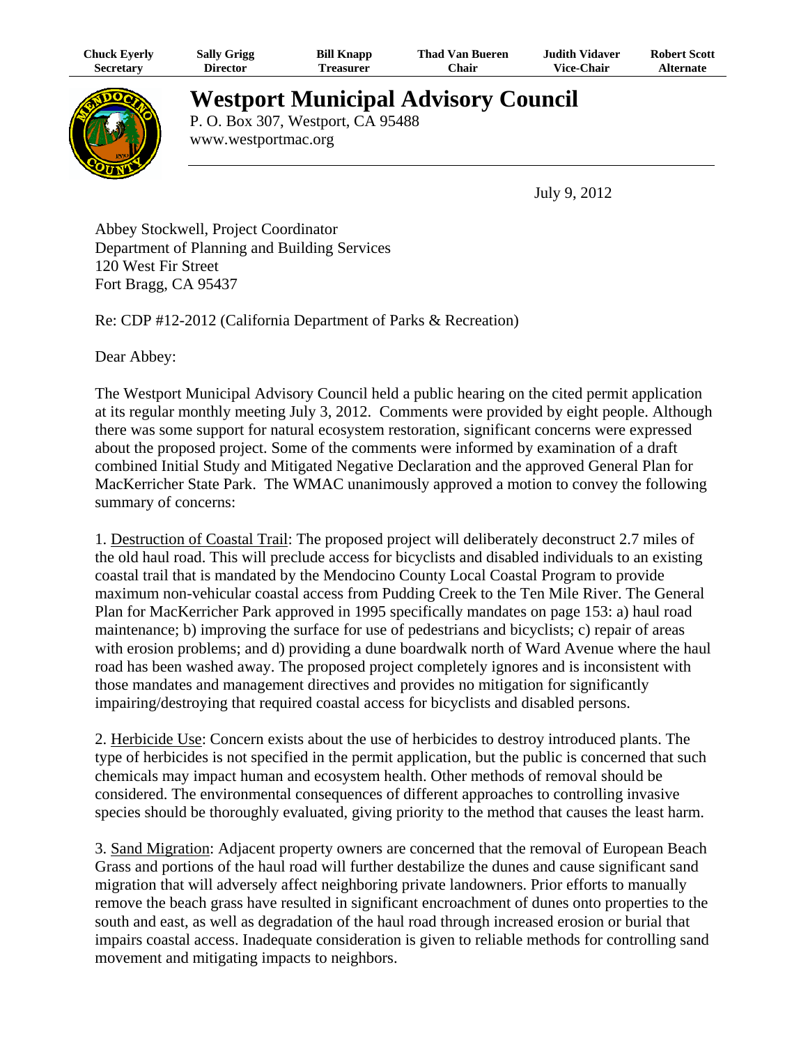| Chuck Everly | Sally Grigg | Bill Knapp | Thad Van Bueren | Judith Vidaver | Robert Scott |
| --- | --- | --- | --- | --- | --- |
| Secretary | Director | Treasurer | Chair | Vice-Chair | Alternate |

# Westport Municipal Advisory Council

P. O. Box 307, Westport, CA 95488
www.westportmac.org

July 9, 2012

Abbey Stockwell, Project Coordinator
Department of Planning and Building Services
120 West Fir Street
Fort Bragg, CA 95437

Re: CDP #12-2012 (California Department of Parks & Recreation)

Dear Abbey:

The Westport Municipal Advisory Council held a public hearing on the cited permit application at its regular monthly meeting July 3, 2012. Comments were provided by eight people. Although there was some support for natural ecosystem restoration, significant concerns were expressed about the proposed project. Some of the comments were informed by examination of a draft combined Initial Study and Mitigated Negative Declaration and the approved General Plan for MacKerricher State Park. The WMAC unanimously approved a motion to convey the following summary of concerns:

1. Destruction of Coastal Trail: The proposed project will deliberately deconstruct 2.7 miles of the old haul road. This will preclude access for bicyclists and disabled individuals to an existing coastal trail that is mandated by the Mendocino County Local Coastal Program to provide maximum non-vehicular coastal access from Pudding Creek to the Ten Mile River. The General Plan for MacKerricher Park approved in 1995 specifically mandates on page 153: a) haul road maintenance; b) improving the surface for use of pedestrians and bicyclists; c) repair of areas with erosion problems; and d) providing a dune boardwalk north of Ward Avenue where the haul road has been washed away. The proposed project completely ignores and is inconsistent with those mandates and management directives and provides no mitigation for significantly impairing/destroying that required coastal access for bicyclists and disabled persons.

2. Herbicide Use: Concern exists about the use of herbicides to destroy introduced plants. The type of herbicides is not specified in the permit application, but the public is concerned that such chemicals may impact human and ecosystem health. Other methods of removal should be considered. The environmental consequences of different approaches to controlling invasive species should be thoroughly evaluated, giving priority to the method that causes the least harm.

3. Sand Migration: Adjacent property owners are concerned that the removal of European Beach Grass and portions of the haul road will further destabilize the dunes and cause significant sand migration that will adversely affect neighboring private landowners. Prior efforts to manually remove the beach grass have resulted in significant encroachment of dunes onto properties to the south and east, as well as degradation of the haul road through increased erosion or burial that impairs coastal access. Inadequate consideration is given to reliable methods for controlling sand movement and mitigating impacts to neighbors.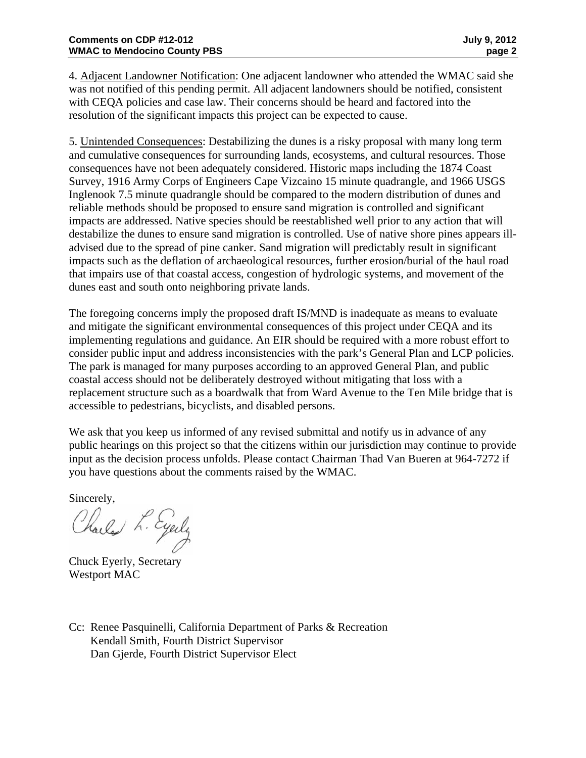4. Adjacent Landowner Notification: One adjacent landowner who attended the WMAC said she was not notified of this pending permit. All adjacent landowners should be notified, consistent with CEQA policies and case law. Their concerns should be heard and factored into the resolution of the significant impacts this project can be expected to cause.

5. Unintended Consequences: Destabilizing the dunes is a risky proposal with many long term and cumulative consequences for surrounding lands, ecosystems, and cultural resources. Those consequences have not been adequately considered. Historic maps including the 1874 Coast Survey, 1916 Army Corps of Engineers Cape Vizcaino 15 minute quadrangle, and 1966 USGS Inglenook 7.5 minute quadrangle should be compared to the modern distribution of dunes and reliable methods should be proposed to ensure sand migration is controlled and significant impacts are addressed. Native species should be reestablished well prior to any action that will destabilize the dunes to ensure sand migration is controlled. Use of native shore pines appears ill-advised due to the spread of pine canker. Sand migration will predictably result in significant impacts such as the deflation of archaeological resources, further erosion/burial of the haul road that impairs use of that coastal access, congestion of hydrologic systems, and movement of the dunes east and south onto neighboring private lands.

The foregoing concerns imply the proposed draft IS/MND is inadequate as means to evaluate and mitigate the significant environmental consequences of this project under CEQA and its implementing regulations and guidance. An EIR should be required with a more robust effort to consider public input and address inconsistencies with the park's General Plan and LCP policies. The park is managed for many purposes according to an approved General Plan, and public coastal access should not be deliberately destroyed without mitigating that loss with a replacement structure such as a boardwalk that from Ward Avenue to the Ten Mile bridge that is accessible to pedestrians, bicyclists, and disabled persons.

We ask that you keep us informed of any revised submittal and notify us in advance of any public hearings on this project so that the citizens within our jurisdiction may continue to provide input as the decision process unfolds. Please contact Chairman Thad Van Bueren at 964-7272 if you have questions about the comments raised by the WMAC.

Sincerely,

Charles L. Eyerly

Chuck Eyerly, Secretary  
Westport MAC

Cc: Renee Pasquinelli, California Department of Parks & Recreation  
Kendall Smith, Fourth District Supervisor  
Dan Gjerde, Fourth District Supervisor Elect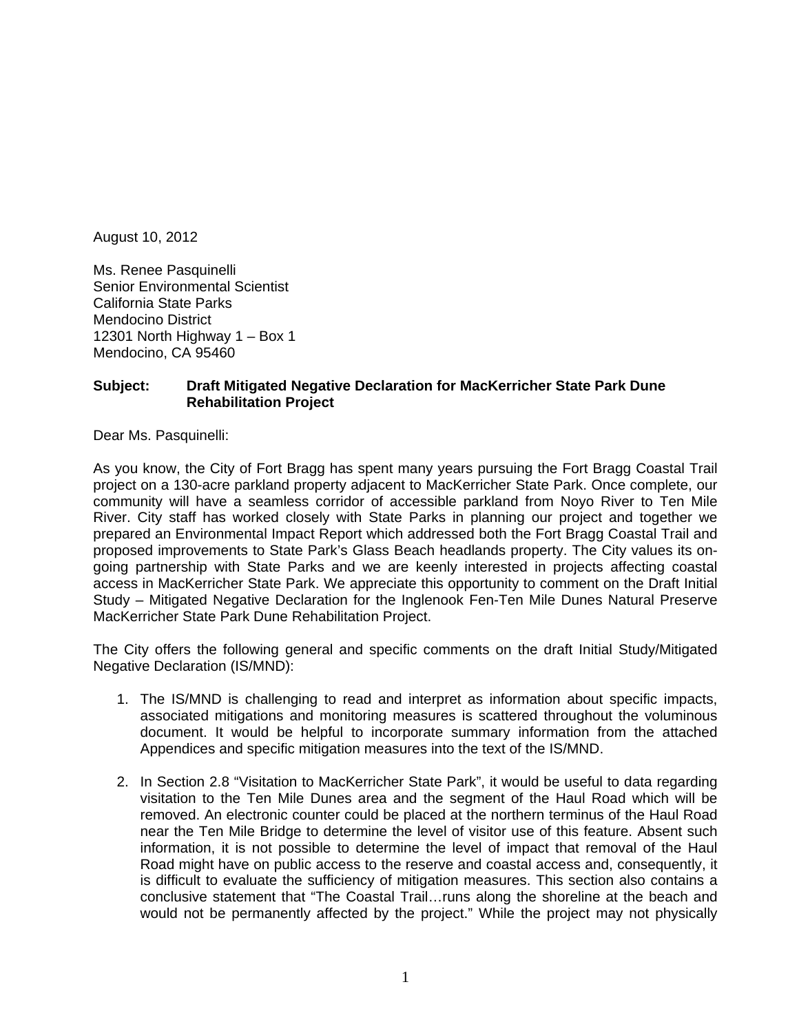August 10, 2012

Ms. Renee Pasquinelli  
Senior Environmental Scientist  
California State Parks  
Mendocino District  
12301 North Highway 1 – Box 1  
Mendocino, CA 95460

**Subject: Draft Mitigated Negative Declaration for MacKerricher State Park Dune Rehabilitation Project**

Dear Ms. Pasquinelli:

As you know, the City of Fort Bragg has spent many years pursuing the Fort Bragg Coastal Trail project on a 130-acre parkland property adjacent to MacKerricher State Park. Once complete, our community will have a seamless corridor of accessible parkland from Noyo River to Ten Mile River. City staff has worked closely with State Parks in planning our project and together we prepared an Environmental Impact Report which addressed both the Fort Bragg Coastal Trail and proposed improvements to State Park's Glass Beach headlands property. The City values its on-going partnership with State Parks and we are keenly interested in projects affecting coastal access in MacKerricher State Park. We appreciate this opportunity to comment on the Draft Initial Study – Mitigated Negative Declaration for the Inglenook Fen-Ten Mile Dunes Natural Preserve MacKerricher State Park Dune Rehabilitation Project.

The City offers the following general and specific comments on the draft Initial Study/Mitigated Negative Declaration (IS/MND):

1. The IS/MND is challenging to read and interpret as information about specific impacts, associated mitigations and monitoring measures is scattered throughout the voluminous document. It would be helpful to incorporate summary information from the attached Appendices and specific mitigation measures into the text of the IS/MND.

2. In Section 2.8 "Visitation to MacKerricher State Park", it would be useful to data regarding visitation to the Ten Mile Dunes area and the segment of the Haul Road which will be removed. An electronic counter could be placed at the northern terminus of the Haul Road near the Ten Mile Bridge to determine the level of visitor use of this feature. Absent such information, it is not possible to determine the level of impact that removal of the Haul Road might have on public access to the reserve and coastal access and, consequently, it is difficult to evaluate the sufficiency of mitigation measures. This section also contains a conclusive statement that "The Coastal Trail…runs along the shoreline at the beach and would not be permanently affected by the project." While the project may not physically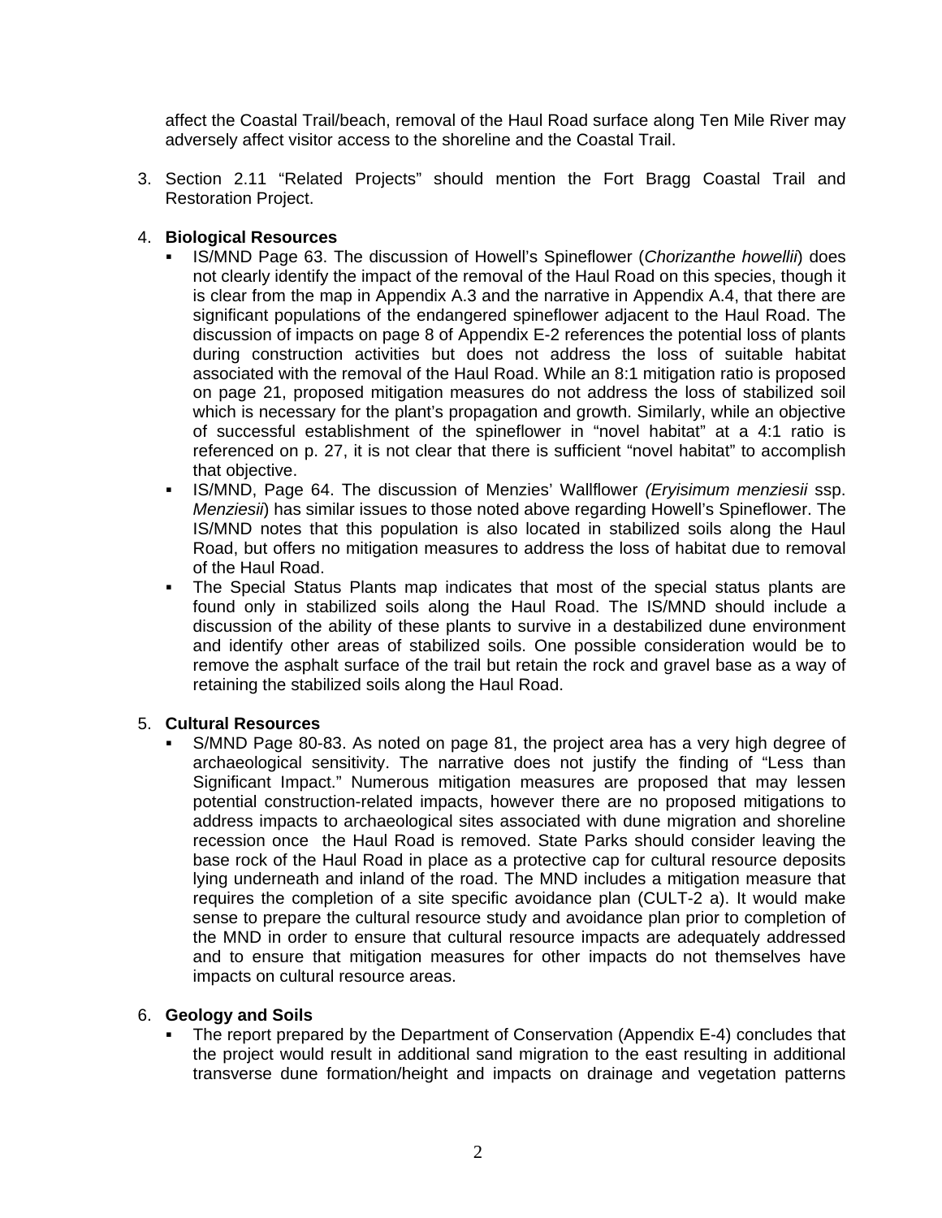affect the Coastal Trail/beach, removal of the Haul Road surface along Ten Mile River may adversely affect visitor access to the shoreline and the Coastal Trail.

3. Section 2.11 "Related Projects" should mention the Fort Bragg Coastal Trail and Restoration Project.

4. **Biological Resources**
   - IS/MND Page 63. The discussion of Howell's Spineflower (*Chorizanthe howellii*) does not clearly identify the impact of the removal of the Haul Road on this species, though it is clear from the map in Appendix A.3 and the narrative in Appendix A.4, that there are significant populations of the endangered spineflower adjacent to the Haul Road. The discussion of impacts on page 8 of Appendix E-2 references the potential loss of plants during construction activities but does not address the loss of suitable habitat associated with the removal of the Haul Road. While an 8:1 mitigation ratio is proposed on page 21, proposed mitigation measures do not address the loss of stabilized soil which is necessary for the plant's propagation and growth. Similarly, while an objective of successful establishment of the spineflower in "novel habitat" at a 4:1 ratio is referenced on p. 27, it is not clear that there is sufficient "novel habitat" to accomplish that objective.
   - IS/MND, Page 64. The discussion of Menzies' Wallflower *(Eryisimum menziesii* ssp. *Menziesii*) has similar issues to those noted above regarding Howell's Spineflower. The IS/MND notes that this population is also located in stabilized soils along the Haul Road, but offers no mitigation measures to address the loss of habitat due to removal of the Haul Road.
   - The Special Status Plants map indicates that most of the special status plants are found only in stabilized soils along the Haul Road. The IS/MND should include a discussion of the ability of these plants to survive in a destabilized dune environment and identify other areas of stabilized soils. One possible consideration would be to remove the asphalt surface of the trail but retain the rock and gravel base as a way of retaining the stabilized soils along the Haul Road.

5. **Cultural Resources**
   - S/MND Page 80-83. As noted on page 81, the project area has a very high degree of archaeological sensitivity. The narrative does not justify the finding of "Less than Significant Impact." Numerous mitigation measures are proposed that may lessen potential construction-related impacts, however there are no proposed mitigations to address impacts to archaeological sites associated with dune migration and shoreline recession once the Haul Road is removed. State Parks should consider leaving the base rock of the Haul Road in place as a protective cap for cultural resource deposits lying underneath and inland of the road. The MND includes a mitigation measure that requires the completion of a site specific avoidance plan (CULT-2 a). It would make sense to prepare the cultural resource study and avoidance plan prior to completion of the MND in order to ensure that cultural resource impacts are adequately addressed and to ensure that mitigation measures for other impacts do not themselves have impacts on cultural resource areas.

6. **Geology and Soils**
   - The report prepared by the Department of Conservation (Appendix E-4) concludes that the project would result in additional sand migration to the east resulting in additional transverse dune formation/height and impacts on drainage and vegetation patterns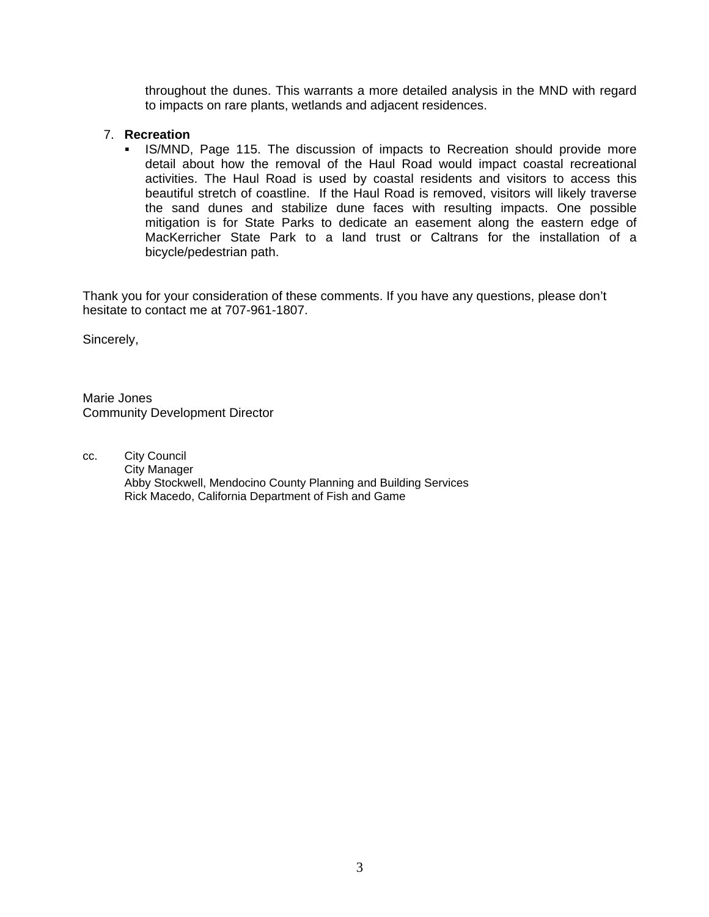throughout the dunes. This warrants a more detailed analysis in the MND with regard to impacts on rare plants, wetlands and adjacent residences.

7. **Recreation**
   - IS/MND, Page 115. The discussion of impacts to Recreation should provide more detail about how the removal of the Haul Road would impact coastal recreational activities. The Haul Road is used by coastal residents and visitors to access this beautiful stretch of coastline. If the Haul Road is removed, visitors will likely traverse the sand dunes and stabilize dune faces with resulting impacts. One possible mitigation is for State Parks to dedicate an easement along the eastern edge of MacKerricher State Park to a land trust or Caltrans for the installation of a bicycle/pedestrian path.

Thank you for your consideration of these comments. If you have any questions, please don't hesitate to contact me at 707-961-1807.

Sincerely,

Marie Jones
Community Development Director

cc. City Council
City Manager
Abby Stockwell, Mendocino County Planning and Building Services
Rick Macedo, California Department of Fish and Game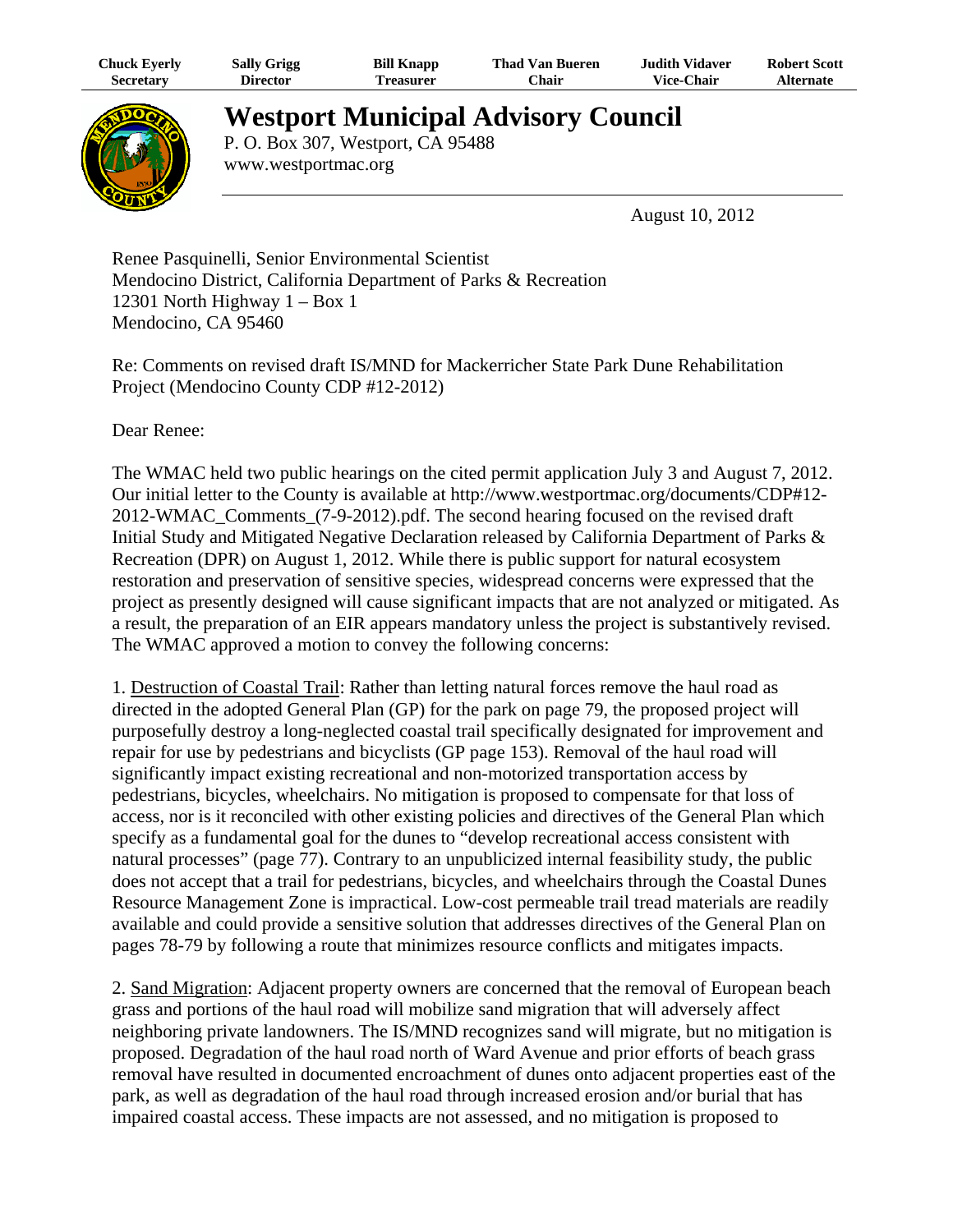| Chuck Everly | Sally Grigg | Bill Knapp | Thad Van Bueren | Judith Vidaver | Robert Scott |
|---|---|---|---|---|---|
| Secretary | Director | Treasurer | Chair | Vice-Chair | Alternate |

# Westport Municipal Advisory Council

P. O. Box 307, Westport, CA 95488
www.westportmac.org

August 10, 2012

Renee Pasquinelli, Senior Environmental Scientist
Mendocino District, California Department of Parks & Recreation
12301 North Highway 1 – Box 1
Mendocino, CA 95460

Re: Comments on revised draft IS/MND for Mackerricher State Park Dune Rehabilitation Project (Mendocino County CDP #12-2012)

Dear Renee:

The WMAC held two public hearings on the cited permit application July 3 and August 7, 2012. Our initial letter to the County is available at http://www.westportmac.org/documents/CDP#12-2012-WMAC_Comments_(7-9-2012).pdf. The second hearing focused on the revised draft Initial Study and Mitigated Negative Declaration released by California Department of Parks & Recreation (DPR) on August 1, 2012. While there is public support for natural ecosystem restoration and preservation of sensitive species, widespread concerns were expressed that the project as presently designed will cause significant impacts that are not analyzed or mitigated. As a result, the preparation of an EIR appears mandatory unless the project is substantively revised. The WMAC approved a motion to convey the following concerns:

1. <u>Destruction of Coastal Trail</u>: Rather than letting natural forces remove the haul road as directed in the adopted General Plan (GP) for the park on page 79, the proposed project will purposefully destroy a long-neglected coastal trail specifically designated for improvement and repair for use by pedestrians and bicyclists (GP page 153). Removal of the haul road will significantly impact existing recreational and non-motorized transportation access by pedestrians, bicycles, wheelchairs. No mitigation is proposed to compensate for that loss of access, nor is it reconciled with other existing policies and directives of the General Plan which specify as a fundamental goal for the dunes to "develop recreational access consistent with natural processes" (page 77). Contrary to an unpublicized internal feasibility study, the public does not accept that a trail for pedestrians, bicycles, and wheelchairs through the Coastal Dunes Resource Management Zone is impractical. Low-cost permeable trail tread materials are readily available and could provide a sensitive solution that addresses directives of the General Plan on pages 78-79 by following a route that minimizes resource conflicts and mitigates impacts.

2. <u>Sand Migration</u>: Adjacent property owners are concerned that the removal of European beach grass and portions of the haul road will mobilize sand migration that will adversely affect neighboring private landowners. The IS/MND recognizes sand will migrate, but no mitigation is proposed. Degradation of the haul road north of Ward Avenue and prior efforts of beach grass removal have resulted in documented encroachment of dunes onto adjacent properties east of the park, as well as degradation of the haul road through increased erosion and/or burial that has impaired coastal access. These impacts are not assessed, and no mitigation is proposed to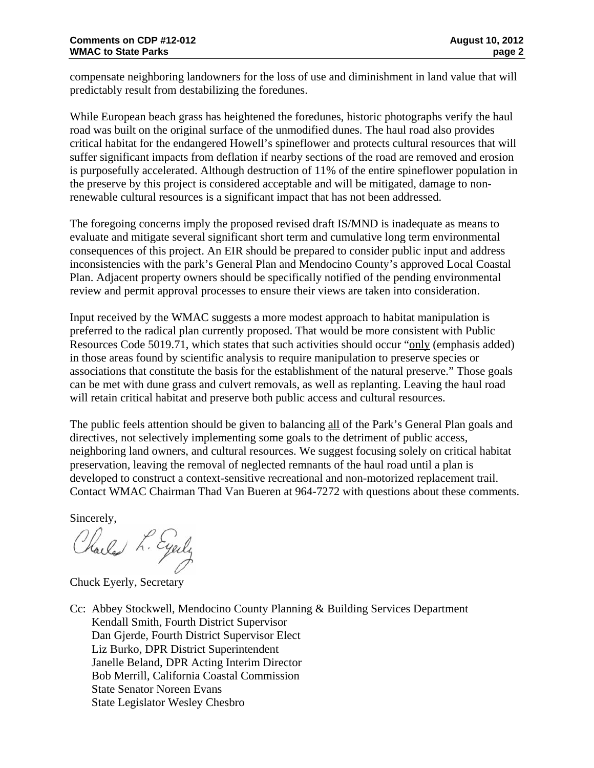compensate neighboring landowners for the loss of use and diminishment in land value that will predictably result from destabilizing the foredunes.

While European beach grass has heightened the foredunes, historic photographs verify the haul road was built on the original surface of the unmodified dunes. The haul road also provides critical habitat for the endangered Howell's spineflower and protects cultural resources that will suffer significant impacts from deflation if nearby sections of the road are removed and erosion is purposefully accelerated. Although destruction of 11% of the entire spineflower population in the preserve by this project is considered acceptable and will be mitigated, damage to non-renewable cultural resources is a significant impact that has not been addressed.

The foregoing concerns imply the proposed revised draft IS/MND is inadequate as means to evaluate and mitigate several significant short term and cumulative long term environmental consequences of this project. An EIR should be prepared to consider public input and address inconsistencies with the park's General Plan and Mendocino County's approved Local Coastal Plan. Adjacent property owners should be specifically notified of the pending environmental review and permit approval processes to ensure their views are taken into consideration.

Input received by the WMAC suggests a more modest approach to habitat manipulation is preferred to the radical plan currently proposed. That would be more consistent with Public Resources Code 5019.71, which states that such activities should occur "<u>only</u> (emphasis added) in those areas found by scientific analysis to require manipulation to preserve species or associations that constitute the basis for the establishment of the natural preserve." Those goals can be met with dune grass and culvert removals, as well as replanting. Leaving the haul road will retain critical habitat and preserve both public access and cultural resources.

The public feels attention should be given to balancing <u>all</u> of the Park's General Plan goals and directives, not selectively implementing some goals to the detriment of public access, neighboring land owners, and cultural resources. We suggest focusing solely on critical habitat preservation, leaving the removal of neglected remnants of the haul road until a plan is developed to construct a context-sensitive recreational and non-motorized replacement trail. Contact WMAC Chairman Thad Van Bueren at 964-7272 with questions about these comments.

Sincerely,

Charles L. Eyerly

Chuck Eyerly, Secretary

Cc: Abbey Stockwell, Mendocino County Planning & Building Services Department
Kendall Smith, Fourth District Supervisor
Dan Gjerde, Fourth District Supervisor Elect
Liz Burko, DPR District Superintendent
Janelle Beland, DPR Acting Interim Director
Bob Merrill, California Coastal Commission
State Senator Noreen Evans
State Legislator Wesley Chesbro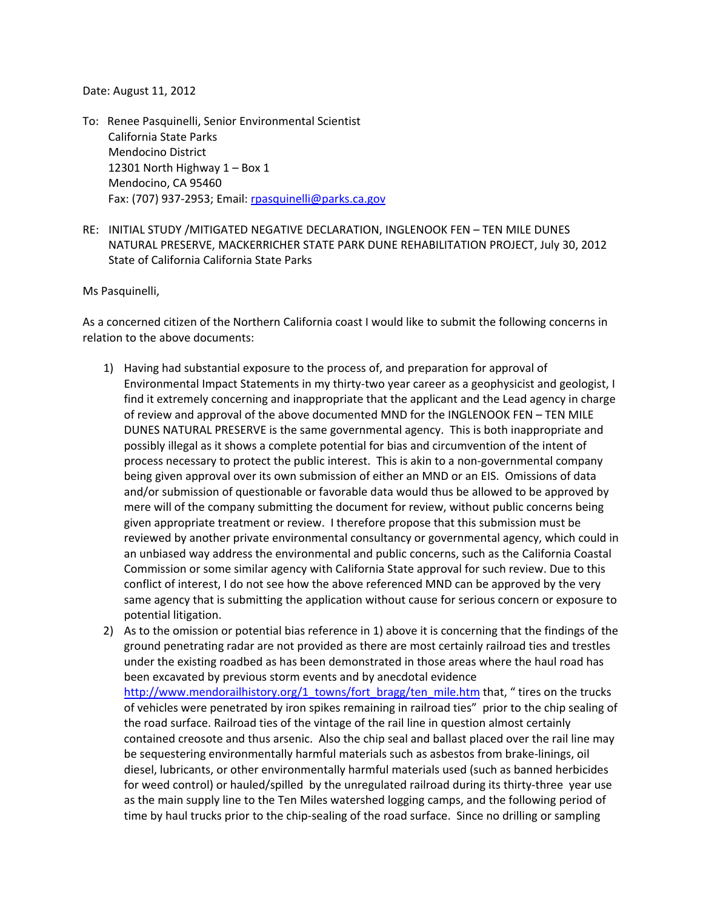Date: August 11, 2012

To: Renee Pasquinelli, Senior Environmental Scientist
California State Parks
Mendocino District
12301 North Highway 1 – Box 1
Mendocino, CA 95460
Fax: (707) 937-2953; Email: rpasquinelli@parks.ca.gov

RE: INITIAL STUDY /MITIGATED NEGATIVE DECLARATION, INGLENOOK FEN – TEN MILE DUNES NATURAL PRESERVE, MACKERRICHER STATE PARK DUNE REHABILITATION PROJECT, July 30, 2012 State of California California State Parks

Ms Pasquinelli,

As a concerned citizen of the Northern California coast I would like to submit the following concerns in relation to the above documents:

1) Having had substantial exposure to the process of, and preparation for approval of Environmental Impact Statements in my thirty-two year career as a geophysicist and geologist, I find it extremely concerning and inappropriate that the applicant and the Lead agency in charge of review and approval of the above documented MND for the INGLENOOK FEN – TEN MILE DUNES NATURAL PRESERVE is the same governmental agency. This is both inappropriate and possibly illegal as it shows a complete potential for bias and circumvention of the intent of process necessary to protect the public interest. This is akin to a non-governmental company being given approval over its own submission of either an MND or an EIS. Omissions of data and/or submission of questionable or favorable data would thus be allowed to be approved by mere will of the company submitting the document for review, without public concerns being given appropriate treatment or review. I therefore propose that this submission must be reviewed by another private environmental consultancy or governmental agency, which could in an unbiased way address the environmental and public concerns, such as the California Coastal Commission or some similar agency with California State approval for such review. Due to this conflict of interest, I do not see how the above referenced MND can be approved by the very same agency that is submitting the application without cause for serious concern or exposure to potential litigation.
2) As to the omission or potential bias reference in 1) above it is concerning that the findings of the ground penetrating radar are not provided as there are most certainly railroad ties and trestles under the existing roadbed as has been demonstrated in those areas where the haul road has been excavated by previous storm events and by anecdotal evidence http://www.mendorailhistory.org/1_towns/fort_bragg/ten_mile.htm that, " tires on the trucks of vehicles were penetrated by iron spikes remaining in railroad ties" prior to the chip sealing of the road surface. Railroad ties of the vintage of the rail line in question almost certainly contained creosote and thus arsenic. Also the chip seal and ballast placed over the rail line may be sequestering environmentally harmful materials such as asbestos from brake-linings, oil diesel, lubricants, or other environmentally harmful materials used (such as banned herbicides for weed control) or hauled/spilled by the unregulated railroad during its thirty-three year use as the main supply line to the Ten Miles watershed logging camps, and the following period of time by haul trucks prior to the chip-sealing of the road surface. Since no drilling or sampling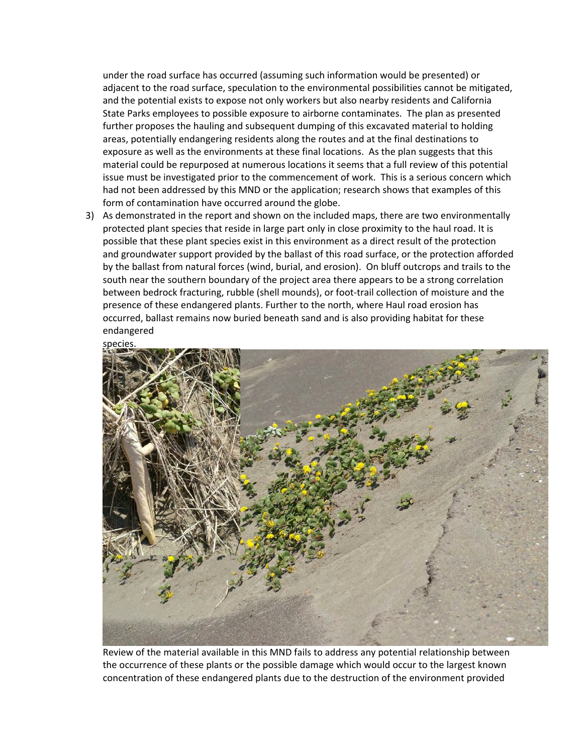under the road surface has occurred (assuming such information would be presented) or adjacent to the road surface, speculation to the environmental possibilities cannot be mitigated, and the potential exists to expose not only workers but also nearby residents and California State Parks employees to possible exposure to airborne contaminates. The plan as presented further proposes the hauling and subsequent dumping of this excavated material to holding areas, potentially endangering residents along the routes and at the final destinations to exposure as well as the environments at these final locations. As the plan suggests that this material could be repurposed at numerous locations it seems that a full review of this potential issue must be investigated prior to the commencement of work. This is a serious concern which had not been addressed by this MND or the application; research shows that examples of this form of contamination have occurred around the globe.

3) As demonstrated in the report and shown on the included maps, there are two environmentally protected plant species that reside in large part only in close proximity to the haul road. It is possible that these plant species exist in this environment as a direct result of the protection and groundwater support provided by the ballast of this road surface, or the protection afforded by the ballast from natural forces (wind, burial, and erosion). On bluff outcrops and trails to the south near the southern boundary of the project area there appears to be a strong correlation between bedrock fracturing, rubble (shell mounds), or foot-trail collection of moisture and the presence of these endangered plants. Further to the north, where Haul road erosion has occurred, ballast remains now buried beneath sand and is also providing habitat for these endangered species.

   Review of the material available in this MND fails to address any potential relationship between the occurrence of these plants or the possible damage which would occur to the largest known concentration of these endangered plants due to the destruction of the environment provided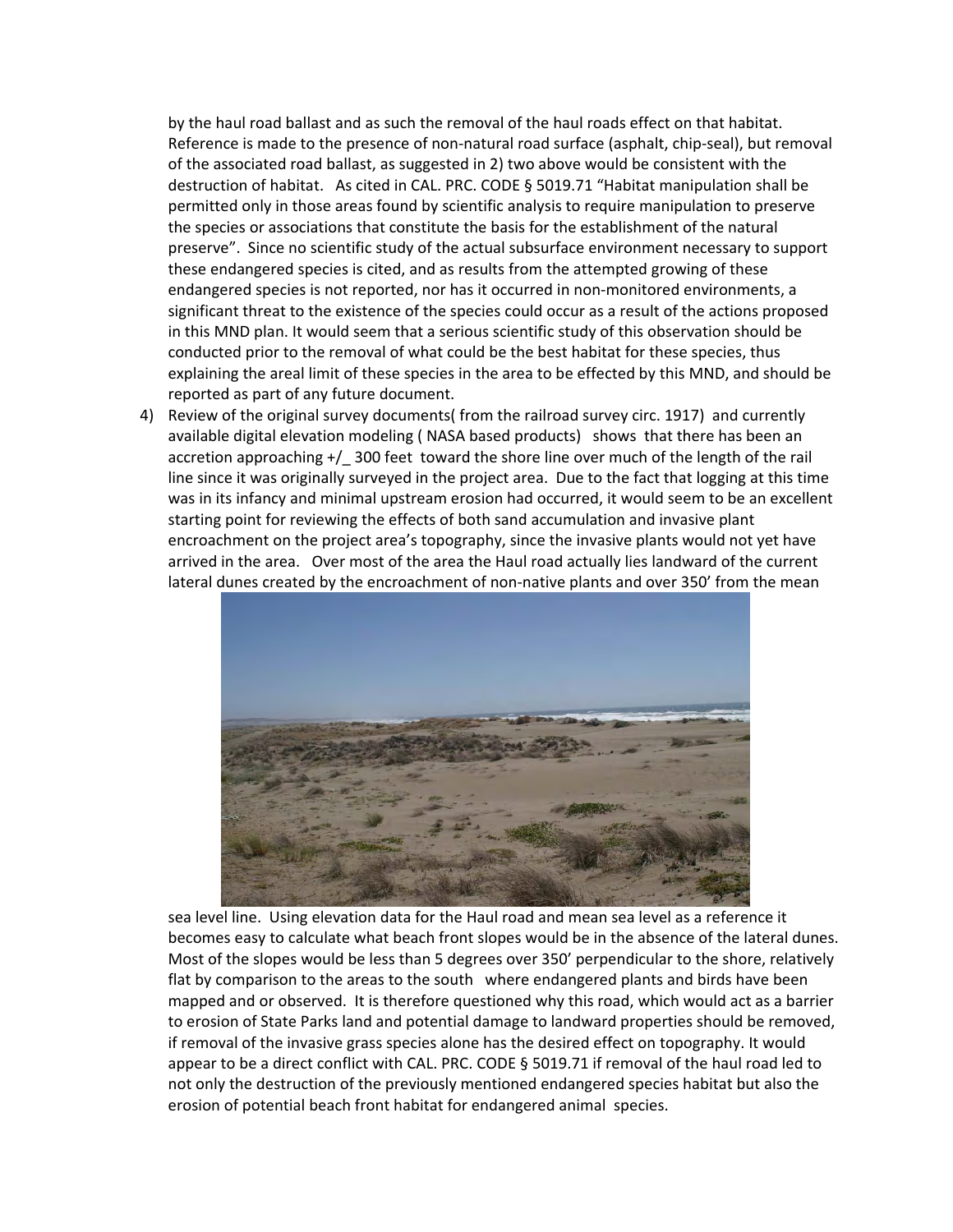by the haul road ballast and as such the removal of the haul roads effect on that habitat. Reference is made to the presence of non-natural road surface (asphalt, chip-seal), but removal of the associated road ballast, as suggested in 2) two above would be consistent with the destruction of habitat. As cited in CAL. PRC. CODE § 5019.71 "Habitat manipulation shall be permitted only in those areas found by scientific analysis to require manipulation to preserve the species or associations that constitute the basis for the establishment of the natural preserve". Since no scientific study of the actual subsurface environment necessary to support these endangered species is cited, and as results from the attempted growing of these endangered species is not reported, nor has it occurred in non-monitored environments, a significant threat to the existence of the species could occur as a result of the actions proposed in this MND plan. It would seem that a serious scientific study of this observation should be conducted prior to the removal of what could be the best habitat for these species, thus explaining the areal limit of these species in the area to be effected by this MND, and should be reported as part of any future document.

4) Review of the original survey documents( from the railroad survey circ. 1917) and currently available digital elevation modeling ( NASA based products) shows that there has been an accretion approaching +/_ 300 feet toward the shore line over much of the length of the rail line since it was originally surveyed in the project area. Due to the fact that logging at this time was in its infancy and minimal upstream erosion had occurred, it would seem to be an excellent starting point for reviewing the effects of both sand accumulation and invasive plant encroachment on the project area's topography, since the invasive plants would not yet have arrived in the area. Over most of the area the Haul road actually lies landward of the current lateral dunes created by the encroachment of non-native plants and over 350' from the mean sea level line. Using elevation data for the Haul road and mean sea level as a reference it becomes easy to calculate what beach front slopes would be in the absence of the lateral dunes. Most of the slopes would be less than 5 degrees over 350' perpendicular to the shore, relatively flat by comparison to the areas to the south where endangered plants and birds have been mapped and or observed. It is therefore questioned why this road, which would act as a barrier to erosion of State Parks land and potential damage to landward properties should be removed, if removal of the invasive grass species alone has the desired effect on topography. It would appear to be a direct conflict with CAL. PRC. CODE § 5019.71 if removal of the haul road led to not only the destruction of the previously mentioned endangered species habitat but also the erosion of potential beach front habitat for endangered animal species.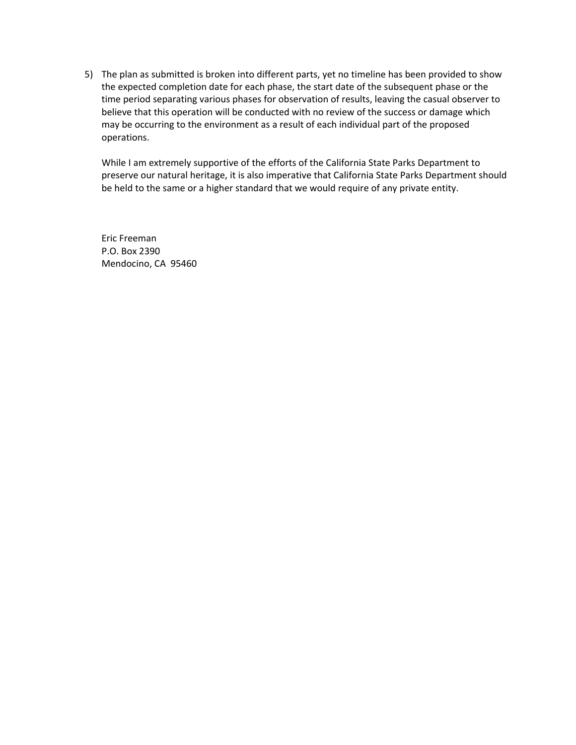5) The plan as submitted is broken into different parts, yet no timeline has been provided to show the expected completion date for each phase, the start date of the subsequent phase or the time period separating various phases for observation of results, leaving the casual observer to believe that this operation will be conducted with no review of the success or damage which may be occurring to the environment as a result of each individual part of the proposed operations.

   While I am extremely supportive of the efforts of the California State Parks Department to preserve our natural heritage, it is also imperative that California State Parks Department should be held to the same or a higher standard that we would require of any private entity.

   Eric Freeman
   P.O. Box 2390
   Mendocino, CA 95460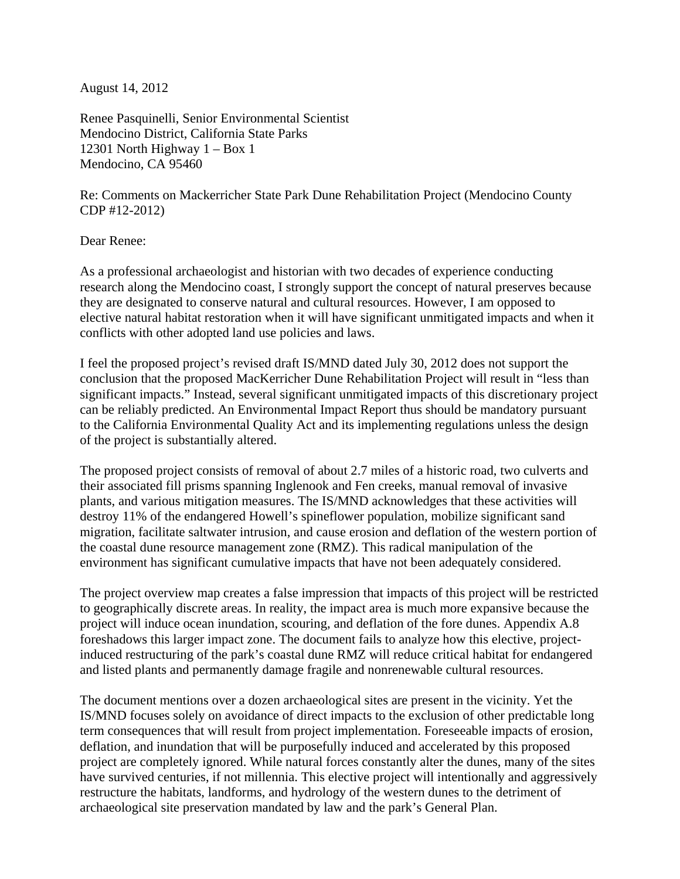August 14, 2012

Renee Pasquinelli, Senior Environmental Scientist
Mendocino District, California State Parks
12301 North Highway 1 – Box 1
Mendocino, CA 95460

Re: Comments on Mackerricher State Park Dune Rehabilitation Project (Mendocino County CDP #12-2012)

Dear Renee:

As a professional archaeologist and historian with two decades of experience conducting research along the Mendocino coast, I strongly support the concept of natural preserves because they are designated to conserve natural and cultural resources. However, I am opposed to elective natural habitat restoration when it will have significant unmitigated impacts and when it conflicts with other adopted land use policies and laws.

I feel the proposed project's revised draft IS/MND dated July 30, 2012 does not support the conclusion that the proposed MacKerricher Dune Rehabilitation Project will result in "less than significant impacts." Instead, several significant unmitigated impacts of this discretionary project can be reliably predicted. An Environmental Impact Report thus should be mandatory pursuant to the California Environmental Quality Act and its implementing regulations unless the design of the project is substantially altered.

The proposed project consists of removal of about 2.7 miles of a historic road, two culverts and their associated fill prisms spanning Inglenook and Fen creeks, manual removal of invasive plants, and various mitigation measures. The IS/MND acknowledges that these activities will destroy 11% of the endangered Howell's spineflower population, mobilize significant sand migration, facilitate saltwater intrusion, and cause erosion and deflation of the western portion of the coastal dune resource management zone (RMZ). This radical manipulation of the environment has significant cumulative impacts that have not been adequately considered.

The project overview map creates a false impression that impacts of this project will be restricted to geographically discrete areas. In reality, the impact area is much more expansive because the project will induce ocean inundation, scouring, and deflation of the fore dunes. Appendix A.8 foreshadows this larger impact zone. The document fails to analyze how this elective, project-induced restructuring of the park's coastal dune RMZ will reduce critical habitat for endangered and listed plants and permanently damage fragile and nonrenewable cultural resources.

The document mentions over a dozen archaeological sites are present in the vicinity. Yet the IS/MND focuses solely on avoidance of direct impacts to the exclusion of other predictable long term consequences that will result from project implementation. Foreseeable impacts of erosion, deflation, and inundation that will be purposefully induced and accelerated by this proposed project are completely ignored. While natural forces constantly alter the dunes, many of the sites have survived centuries, if not millennia. This elective project will intentionally and aggressively restructure the habitats, landforms, and hydrology of the western dunes to the detriment of archaeological site preservation mandated by law and the park's General Plan.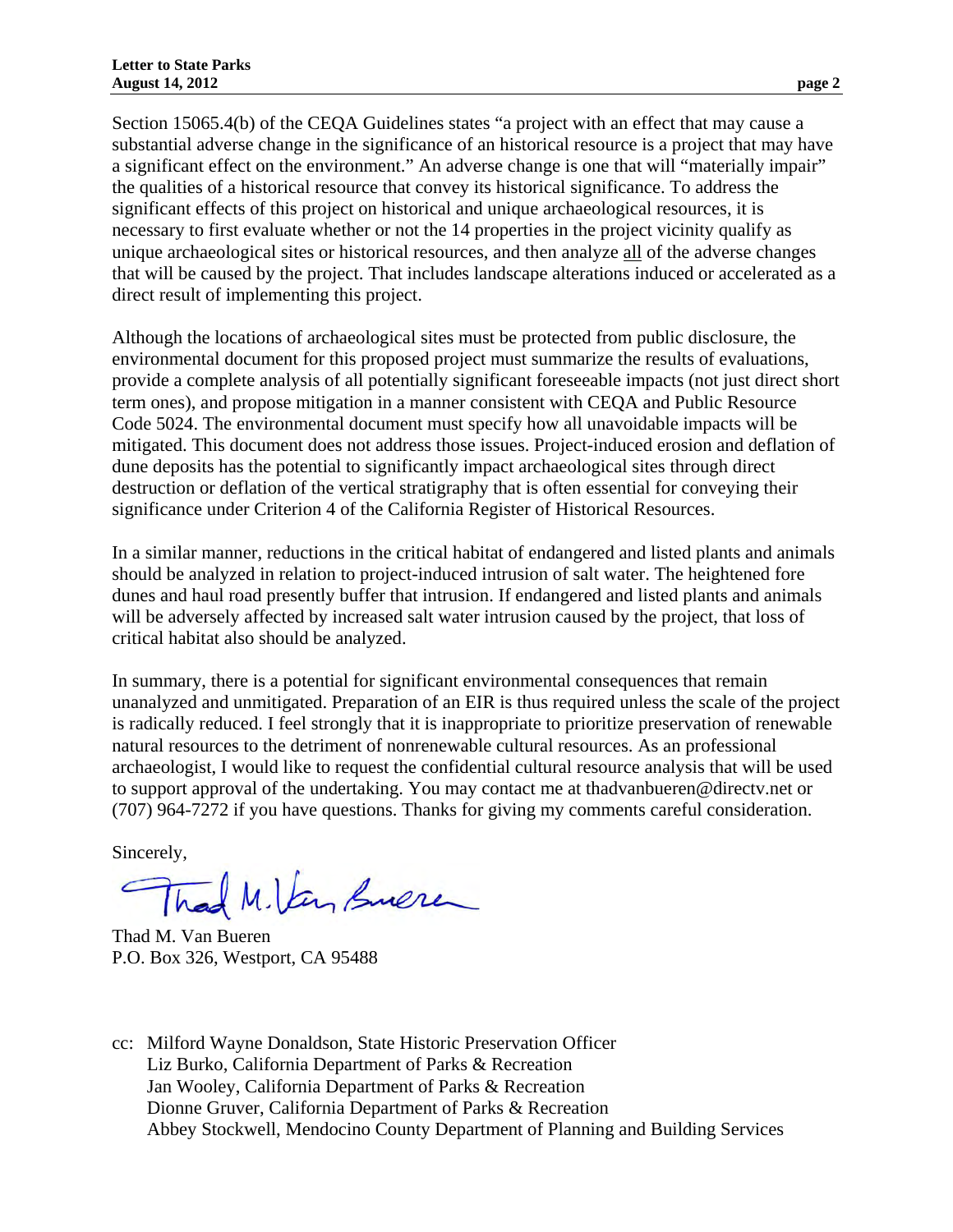Section 15065.4(b) of the CEQA Guidelines states "a project with an effect that may cause a substantial adverse change in the significance of an historical resource is a project that may have a significant effect on the environment." An adverse change is one that will "materially impair" the qualities of a historical resource that convey its historical significance. To address the significant effects of this project on historical and unique archaeological resources, it is necessary to first evaluate whether or not the 14 properties in the project vicinity qualify as unique archaeological sites or historical resources, and then analyze <u>all</u> of the adverse changes that will be caused by the project. That includes landscape alterations induced or accelerated as a direct result of implementing this project.

Although the locations of archaeological sites must be protected from public disclosure, the environmental document for this proposed project must summarize the results of evaluations, provide a complete analysis of all potentially significant foreseeable impacts (not just direct short term ones), and propose mitigation in a manner consistent with CEQA and Public Resource Code 5024. The environmental document must specify how all unavoidable impacts will be mitigated. This document does not address those issues. Project-induced erosion and deflation of dune deposits has the potential to significantly impact archaeological sites through direct destruction or deflation of the vertical stratigraphy that is often essential for conveying their significance under Criterion 4 of the California Register of Historical Resources.

In a similar manner, reductions in the critical habitat of endangered and listed plants and animals should be analyzed in relation to project-induced intrusion of salt water. The heightened fore dunes and haul road presently buffer that intrusion. If endangered and listed plants and animals will be adversely affected by increased salt water intrusion caused by the project, that loss of critical habitat also should be analyzed.

In summary, there is a potential for significant environmental consequences that remain unanalyzed and unmitigated. Preparation of an EIR is thus required unless the scale of the project is radically reduced. I feel strongly that it is inappropriate to prioritize preservation of renewable natural resources to the detriment of nonrenewable cultural resources. As an professional archaeologist, I would like to request the confidential cultural resource analysis that will be used to support approval of the undertaking. You may contact me at thadvanbueren@directv.net or (707) 964-7272 if you have questions. Thanks for giving my comments careful consideration.

Sincerely,

Thad M. Van Bueren

Thad M. Van Bueren
P.O. Box 326, Westport, CA 95488

cc: Milford Wayne Donaldson, State Historic Preservation Officer
Liz Burko, California Department of Parks & Recreation
Jan Wooley, California Department of Parks & Recreation
Dionne Gruver, California Department of Parks & Recreation
Abbey Stockwell, Mendocino County Department of Planning and Building Services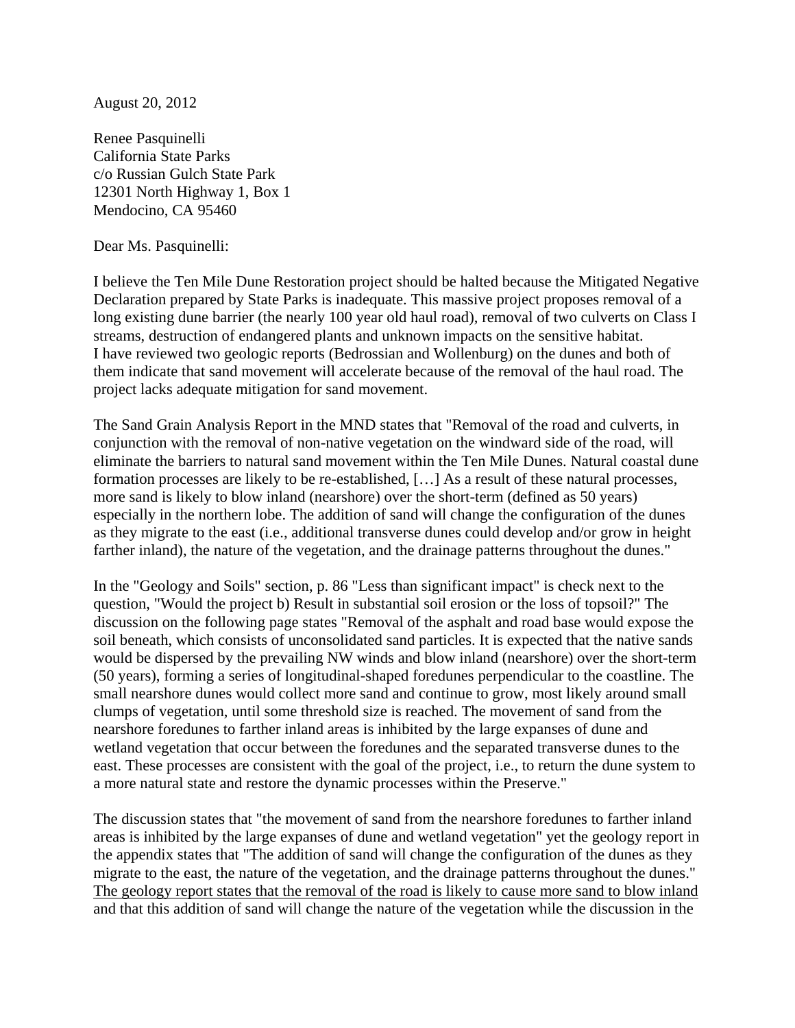August 20, 2012

Renee Pasquinelli
California State Parks
c/o Russian Gulch State Park
12301 North Highway 1, Box 1
Mendocino, CA 95460

Dear Ms. Pasquinelli:

I believe the Ten Mile Dune Restoration project should be halted because the Mitigated Negative Declaration prepared by State Parks is inadequate. This massive project proposes removal of a long existing dune barrier (the nearly 100 year old haul road), removal of two culverts on Class I streams, destruction of endangered plants and unknown impacts on the sensitive habitat. I have reviewed two geologic reports (Bedrossian and Wollenburg) on the dunes and both of them indicate that sand movement will accelerate because of the removal of the haul road. The project lacks adequate mitigation for sand movement.

The Sand Grain Analysis Report in the MND states that "Removal of the road and culverts, in conjunction with the removal of non-native vegetation on the windward side of the road, will eliminate the barriers to natural sand movement within the Ten Mile Dunes. Natural coastal dune formation processes are likely to be re-established, […] As a result of these natural processes, more sand is likely to blow inland (nearshore) over the short-term (defined as 50 years) especially in the northern lobe. The addition of sand will change the configuration of the dunes as they migrate to the east (i.e., additional transverse dunes could develop and/or grow in height farther inland), the nature of the vegetation, and the drainage patterns throughout the dunes."

In the "Geology and Soils" section, p. 86 "Less than significant impact" is check next to the question, "Would the project b) Result in substantial soil erosion or the loss of topsoil?" The discussion on the following page states "Removal of the asphalt and road base would expose the soil beneath, which consists of unconsolidated sand particles. It is expected that the native sands would be dispersed by the prevailing NW winds and blow inland (nearshore) over the short-term (50 years), forming a series of longitudinal-shaped foredunes perpendicular to the coastline. The small nearshore dunes would collect more sand and continue to grow, most likely around small clumps of vegetation, until some threshold size is reached. The movement of sand from the nearshore foredunes to farther inland areas is inhibited by the large expanses of dune and wetland vegetation that occur between the foredunes and the separated transverse dunes to the east. These processes are consistent with the goal of the project, i.e., to return the dune system to a more natural state and restore the dynamic processes within the Preserve."

The discussion states that "the movement of sand from the nearshore foredunes to farther inland areas is inhibited by the large expanses of dune and wetland vegetation" yet the geology report in the appendix states that "The addition of sand will change the configuration of the dunes as they migrate to the east, the nature of the vegetation, and the drainage patterns throughout the dunes." <u>The geology report states that the removal of the road is likely to cause more sand to blow inland</u> and that this addition of sand will change the nature of the vegetation while the discussion in the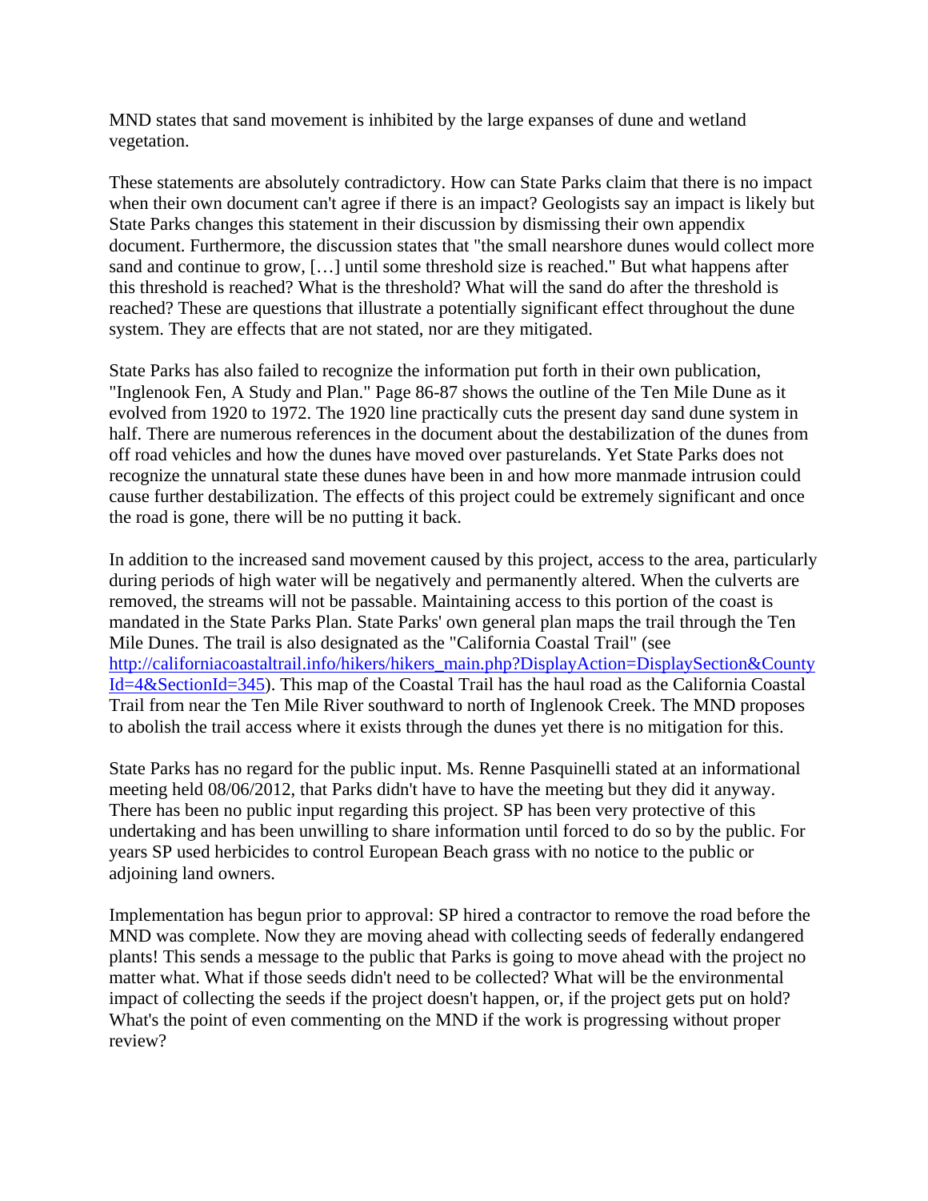MND states that sand movement is inhibited by the large expanses of dune and wetland vegetation.

These statements are absolutely contradictory. How can State Parks claim that there is no impact when their own document can't agree if there is an impact? Geologists say an impact is likely but State Parks changes this statement in their discussion by dismissing their own appendix document. Furthermore, the discussion states that "the small nearshore dunes would collect more sand and continue to grow, […] until some threshold size is reached." But what happens after this threshold is reached? What is the threshold? What will the sand do after the threshold is reached? These are questions that illustrate a potentially significant effect throughout the dune system. They are effects that are not stated, nor are they mitigated.

State Parks has also failed to recognize the information put forth in their own publication, "Inglenook Fen, A Study and Plan." Page 86-87 shows the outline of the Ten Mile Dune as it evolved from 1920 to 1972. The 1920 line practically cuts the present day sand dune system in half. There are numerous references in the document about the destabilization of the dunes from off road vehicles and how the dunes have moved over pasturelands. Yet State Parks does not recognize the unnatural state these dunes have been in and how more manmade intrusion could cause further destabilization. The effects of this project could be extremely significant and once the road is gone, there will be no putting it back.

In addition to the increased sand movement caused by this project, access to the area, particularly during periods of high water will be negatively and permanently altered. When the culverts are removed, the streams will not be passable. Maintaining access to this portion of the coast is mandated in the State Parks Plan. State Parks' own general plan maps the trail through the Ten Mile Dunes. The trail is also designated as the "California Coastal Trail" (see http://californiacoastaltrail.info/hikers/hikers_main.php?DisplayAction=DisplaySection&CountyId=4&SectionId=345). This map of the Coastal Trail has the haul road as the California Coastal Trail from near the Ten Mile River southward to north of Inglenook Creek. The MND proposes to abolish the trail access where it exists through the dunes yet there is no mitigation for this.

State Parks has no regard for the public input. Ms. Renne Pasquinelli stated at an informational meeting held 08/06/2012, that Parks didn't have to have the meeting but they did it anyway. There has been no public input regarding this project. SP has been very protective of this undertaking and has been unwilling to share information until forced to do so by the public. For years SP used herbicides to control European Beach grass with no notice to the public or adjoining land owners.

Implementation has begun prior to approval: SP hired a contractor to remove the road before the MND was complete. Now they are moving ahead with collecting seeds of federally endangered plants! This sends a message to the public that Parks is going to move ahead with the project no matter what. What if those seeds didn't need to be collected? What will be the environmental impact of collecting the seeds if the project doesn't happen, or, if the project gets put on hold? What's the point of even commenting on the MND if the work is progressing without proper review?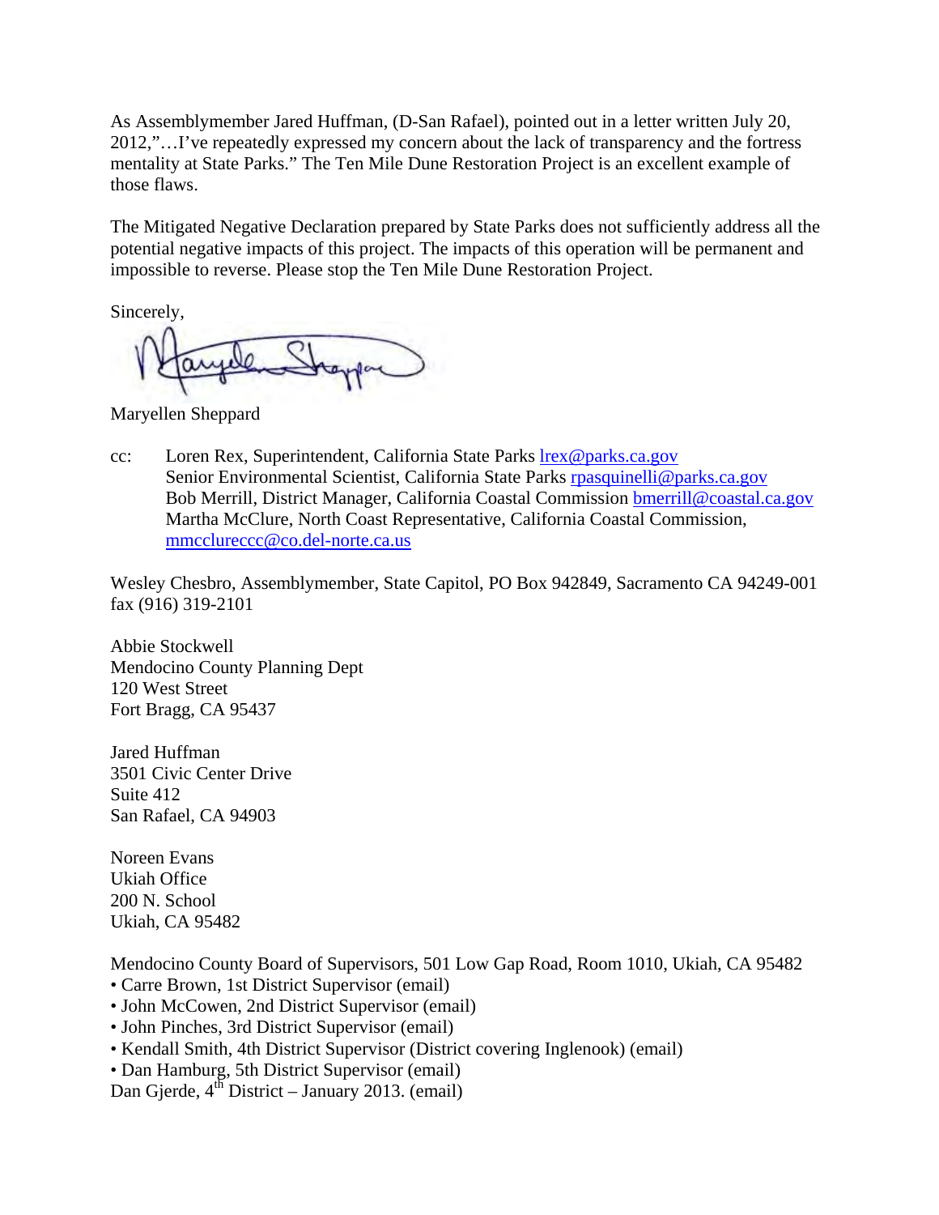As Assemblymember Jared Huffman, (D-San Rafael), pointed out in a letter written July 20, 2012,"…I've repeatedly expressed my concern about the lack of transparency and the fortress mentality at State Parks." The Ten Mile Dune Restoration Project is an excellent example of those flaws.

The Mitigated Negative Declaration prepared by State Parks does not sufficiently address all the potential negative impacts of this project. The impacts of this operation will be permanent and impossible to reverse. Please stop the Ten Mile Dune Restoration Project.

Sincerely,

Maryellen Sheppard

cc: Loren Rex, Superintendent, California State Parks lrex@parks.ca.gov
Senior Environmental Scientist, California State Parks rpasquinelli@parks.ca.gov
Bob Merrill, District Manager, California Coastal Commission bmerrill@coastal.ca.gov
Martha McClure, North Coast Representative, California Coastal Commission, mmcclureccc@co.del-norte.ca.us

Wesley Chesbro, Assemblymember, State Capitol, PO Box 942849, Sacramento CA 94249-001 fax (916) 319-2101

Abbie Stockwell
Mendocino County Planning Dept
120 West Street
Fort Bragg, CA 95437

Jared Huffman
3501 Civic Center Drive
Suite 412
San Rafael, CA 94903

Noreen Evans
Ukiah Office
200 N. School
Ukiah, CA 95482

Mendocino County Board of Supervisors, 501 Low Gap Road, Room 1010, Ukiah, CA 95482

- Carre Brown, 1st District Supervisor (email)
- John McCowen, 2nd District Supervisor (email)
- John Pinches, 3rd District Supervisor (email)
- Kendall Smith, 4th District Supervisor (District covering Inglenook) (email)
- Dan Hamburg, 5th District Supervisor (email)

Dan Gjerde, 4th District – January 2013. (email)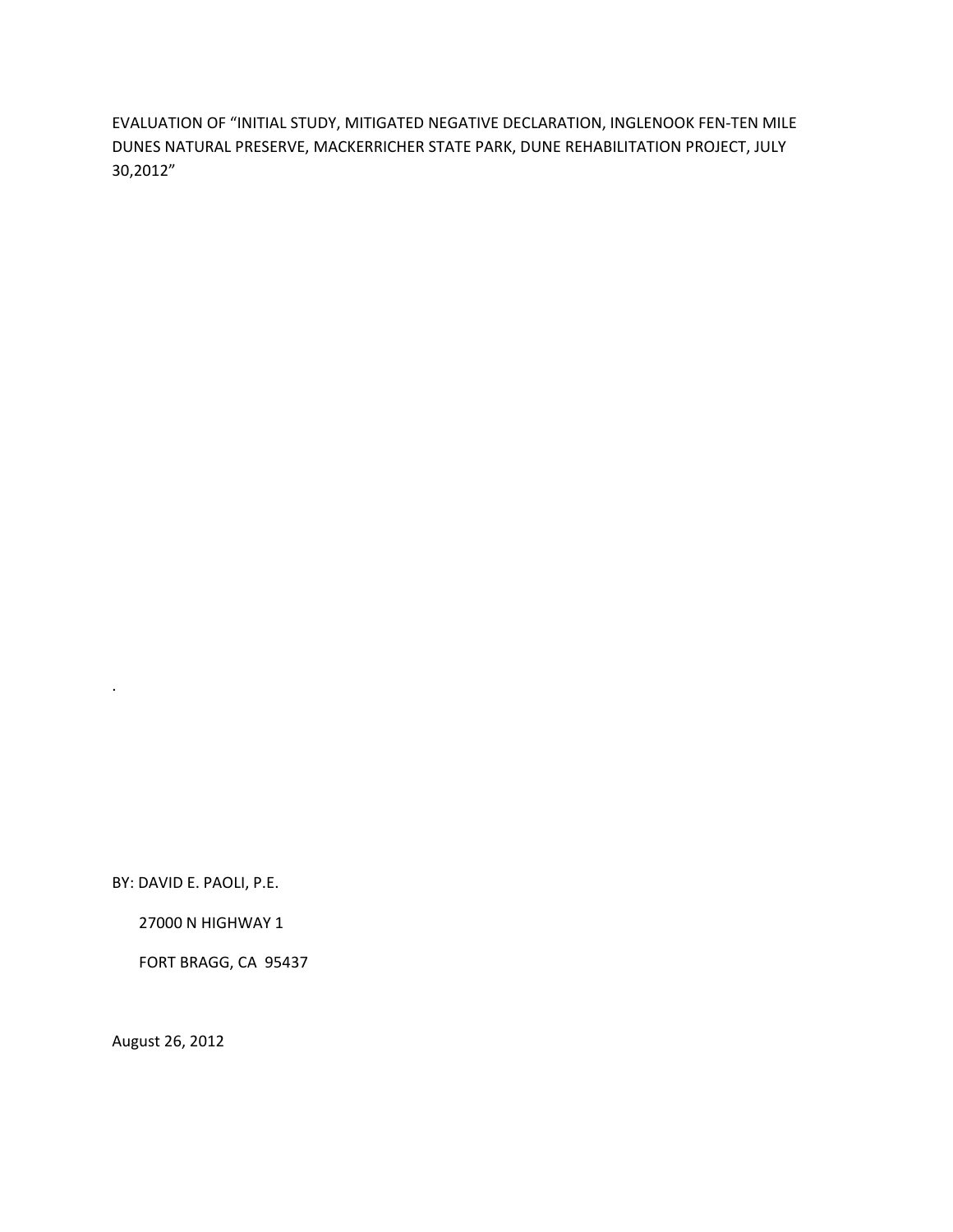# EVALUATION OF "INITIAL STUDY, MITIGATED NEGATIVE DECLARATION, INGLENOOK FEN-TEN MILE DUNES NATURAL PRESERVE, MACKERRICHER STATE PARK, DUNE REHABILITATION PROJECT, JULY 30,2012"

.

BY: DAVID E. PAOLI, P.E.

27000 N HIGHWAY 1

FORT BRAGG, CA 95437

August 26, 2012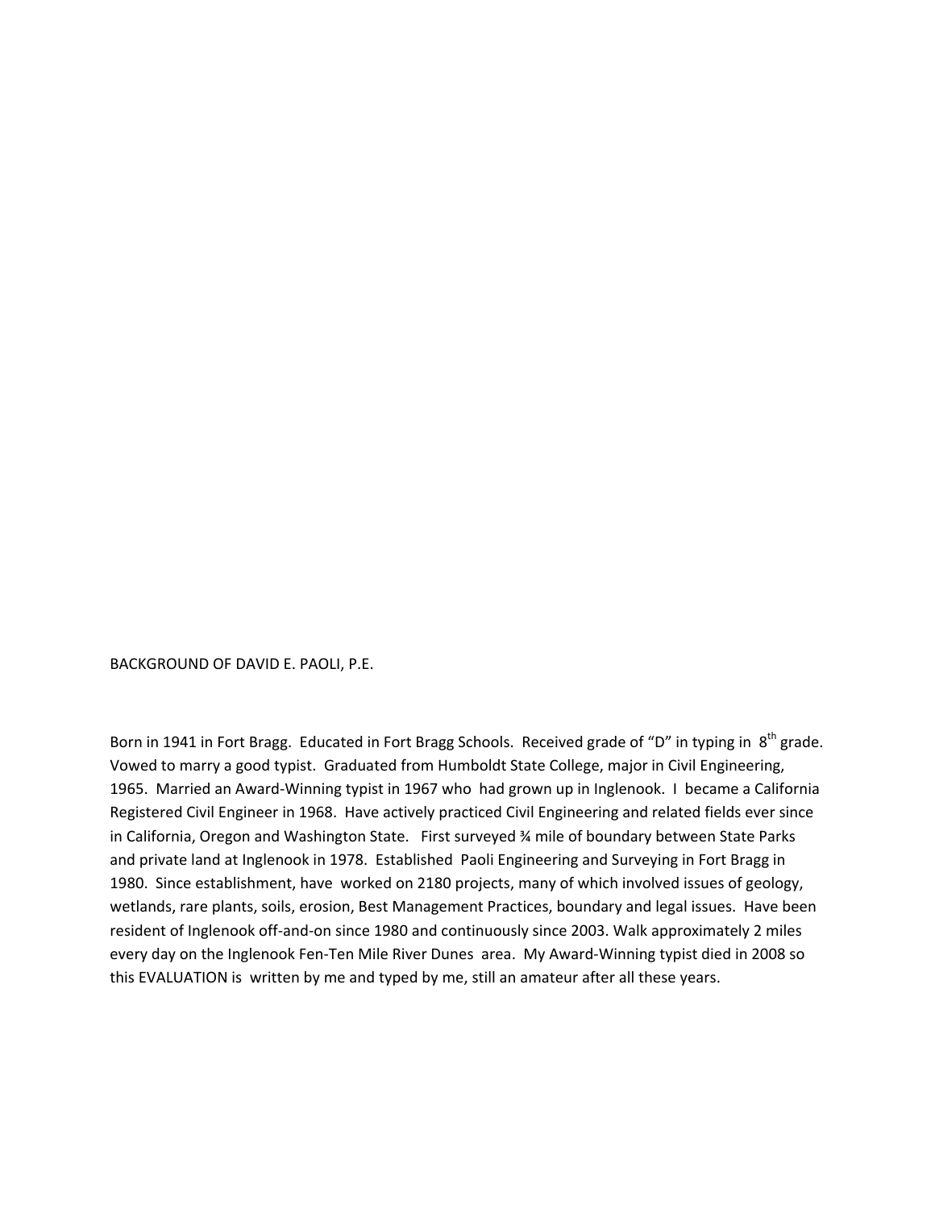BACKGROUND OF DAVID E. PAOLI, P.E.

Born in 1941 in Fort Bragg. Educated in Fort Bragg Schools. Received grade of "D" in typing in 8th grade. Vowed to marry a good typist. Graduated from Humboldt State College, major in Civil Engineering, 1965. Married an Award-Winning typist in 1967 who had grown up in Inglenook. I became a California Registered Civil Engineer in 1968. Have actively practiced Civil Engineering and related fields ever since in California, Oregon and Washington State. First surveyed ¾ mile of boundary between State Parks and private land at Inglenook in 1978. Established Paoli Engineering and Surveying in Fort Bragg in 1980. Since establishment, have worked on 2180 projects, many of which involved issues of geology, wetlands, rare plants, soils, erosion, Best Management Practices, boundary and legal issues. Have been resident of Inglenook off-and-on since 1980 and continuously since 2003. Walk approximately 2 miles every day on the Inglenook Fen-Ten Mile River Dunes area. My Award-Winning typist died in 2008 so this EVALUATION is written by me and typed by me, still an amateur after all these years.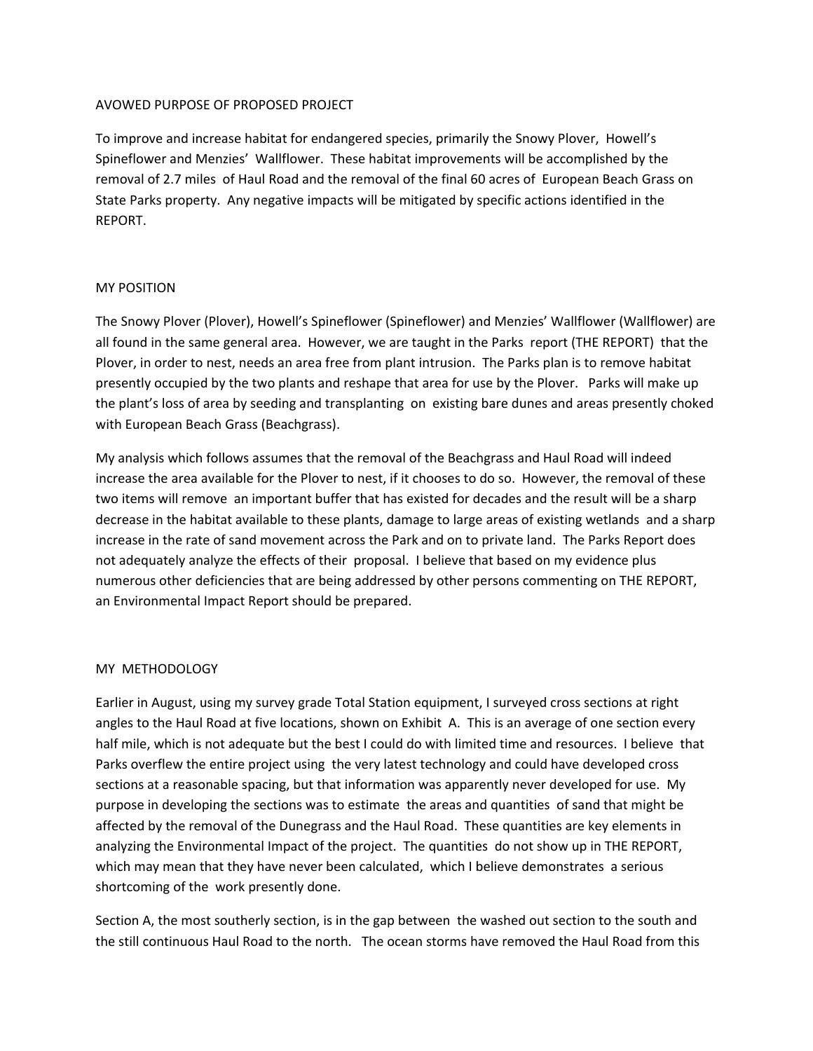## AVOWED PURPOSE OF PROPOSED PROJECT

To improve and increase habitat for endangered species, primarily the Snowy Plover, Howell's Spineflower and Menzies' Wallflower. These habitat improvements will be accomplished by the removal of 2.7 miles of Haul Road and the removal of the final 60 acres of European Beach Grass on State Parks property. Any negative impacts will be mitigated by specific actions identified in the REPORT.

## MY POSITION

The Snowy Plover (Plover), Howell's Spineflower (Spineflower) and Menzies' Wallflower (Wallflower) are all found in the same general area. However, we are taught in the Parks report (THE REPORT) that the Plover, in order to nest, needs an area free from plant intrusion. The Parks plan is to remove habitat presently occupied by the two plants and reshape that area for use by the Plover. Parks will make up the plant's loss of area by seeding and transplanting on existing bare dunes and areas presently choked with European Beach Grass (Beachgrass).

My analysis which follows assumes that the removal of the Beachgrass and Haul Road will indeed increase the area available for the Plover to nest, if it chooses to do so. However, the removal of these two items will remove an important buffer that has existed for decades and the result will be a sharp decrease in the habitat available to these plants, damage to large areas of existing wetlands and a sharp increase in the rate of sand movement across the Park and on to private land. The Parks Report does not adequately analyze the effects of their proposal. I believe that based on my evidence plus numerous other deficiencies that are being addressed by other persons commenting on THE REPORT, an Environmental Impact Report should be prepared.

## MY METHODOLOGY

Earlier in August, using my survey grade Total Station equipment, I surveyed cross sections at right angles to the Haul Road at five locations, shown on Exhibit A. This is an average of one section every half mile, which is not adequate but the best I could do with limited time and resources. I believe that Parks overflew the entire project using the very latest technology and could have developed cross sections at a reasonable spacing, but that information was apparently never developed for use. My purpose in developing the sections was to estimate the areas and quantities of sand that might be affected by the removal of the Dunegrass and the Haul Road. These quantities are key elements in analyzing the Environmental Impact of the project. The quantities do not show up in THE REPORT, which may mean that they have never been calculated, which I believe demonstrates a serious shortcoming of the work presently done.

Section A, the most southerly section, is in the gap between the washed out section to the south and the still continuous Haul Road to the north. The ocean storms have removed the Haul Road from this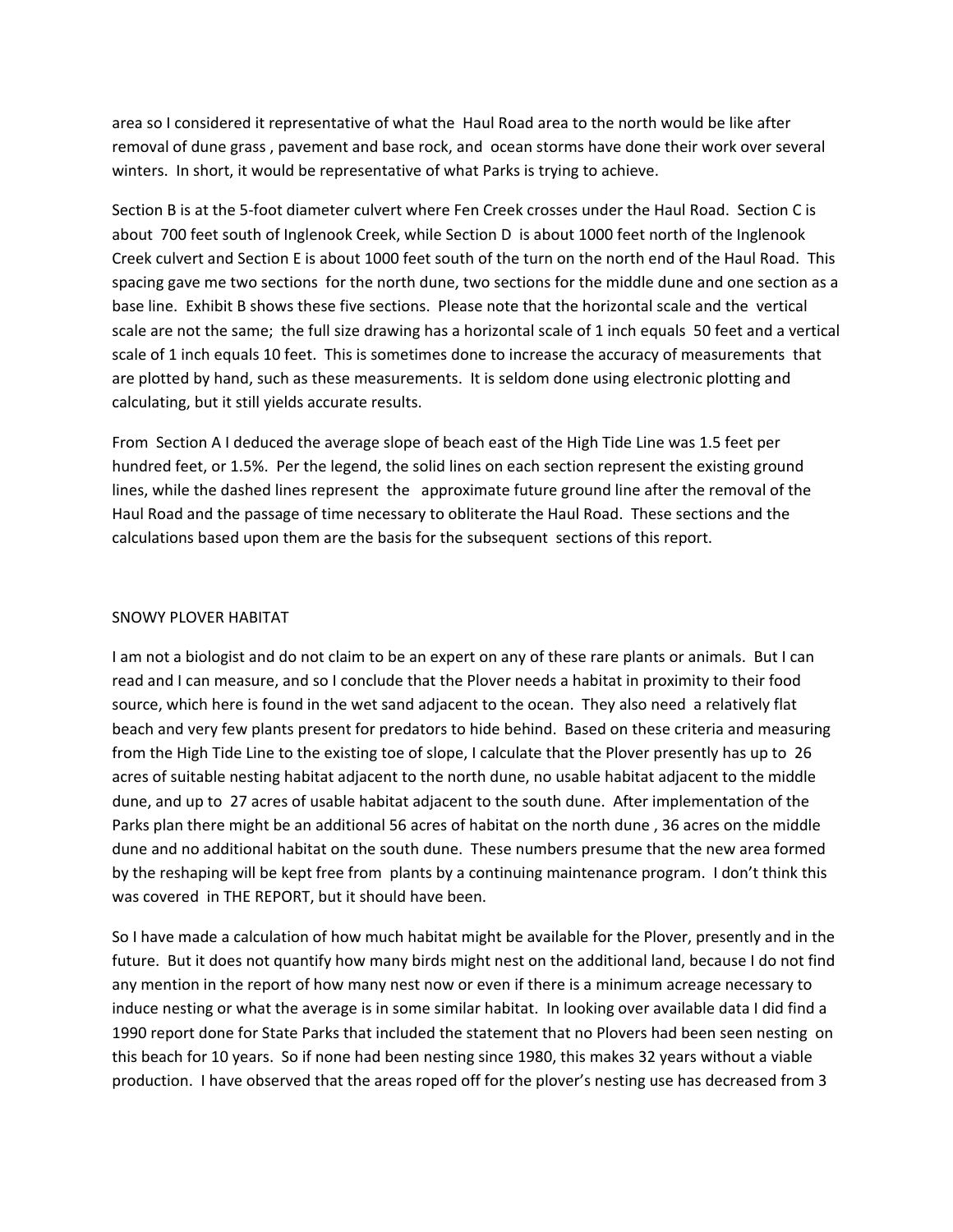area so I considered it representative of what the Haul Road area to the north would be like after removal of dune grass , pavement and base rock, and ocean storms have done their work over several winters. In short, it would be representative of what Parks is trying to achieve.

Section B is at the 5-foot diameter culvert where Fen Creek crosses under the Haul Road. Section C is about 700 feet south of Inglenook Creek, while Section D is about 1000 feet north of the Inglenook Creek culvert and Section E is about 1000 feet south of the turn on the north end of the Haul Road. This spacing gave me two sections for the north dune, two sections for the middle dune and one section as a base line. Exhibit B shows these five sections. Please note that the horizontal scale and the vertical scale are not the same; the full size drawing has a horizontal scale of 1 inch equals 50 feet and a vertical scale of 1 inch equals 10 feet. This is sometimes done to increase the accuracy of measurements that are plotted by hand, such as these measurements. It is seldom done using electronic plotting and calculating, but it still yields accurate results.

From Section A I deduced the average slope of beach east of the High Tide Line was 1.5 feet per hundred feet, or 1.5%. Per the legend, the solid lines on each section represent the existing ground lines, while the dashed lines represent the approximate future ground line after the removal of the Haul Road and the passage of time necessary to obliterate the Haul Road. These sections and the calculations based upon them are the basis for the subsequent sections of this report.

## SNOWY PLOVER HABITAT

I am not a biologist and do not claim to be an expert on any of these rare plants or animals. But I can read and I can measure, and so I conclude that the Plover needs a habitat in proximity to their food source, which here is found in the wet sand adjacent to the ocean. They also need a relatively flat beach and very few plants present for predators to hide behind. Based on these criteria and measuring from the High Tide Line to the existing toe of slope, I calculate that the Plover presently has up to 26 acres of suitable nesting habitat adjacent to the north dune, no usable habitat adjacent to the middle dune, and up to 27 acres of usable habitat adjacent to the south dune. After implementation of the Parks plan there might be an additional 56 acres of habitat on the north dune , 36 acres on the middle dune and no additional habitat on the south dune. These numbers presume that the new area formed by the reshaping will be kept free from plants by a continuing maintenance program. I don't think this was covered in THE REPORT, but it should have been.

So I have made a calculation of how much habitat might be available for the Plover, presently and in the future. But it does not quantify how many birds might nest on the additional land, because I do not find any mention in the report of how many nest now or even if there is a minimum acreage necessary to induce nesting or what the average is in some similar habitat. In looking over available data I did find a 1990 report done for State Parks that included the statement that no Plovers had been seen nesting on this beach for 10 years. So if none had been nesting since 1980, this makes 32 years without a viable production. I have observed that the areas roped off for the plover's nesting use has decreased from 3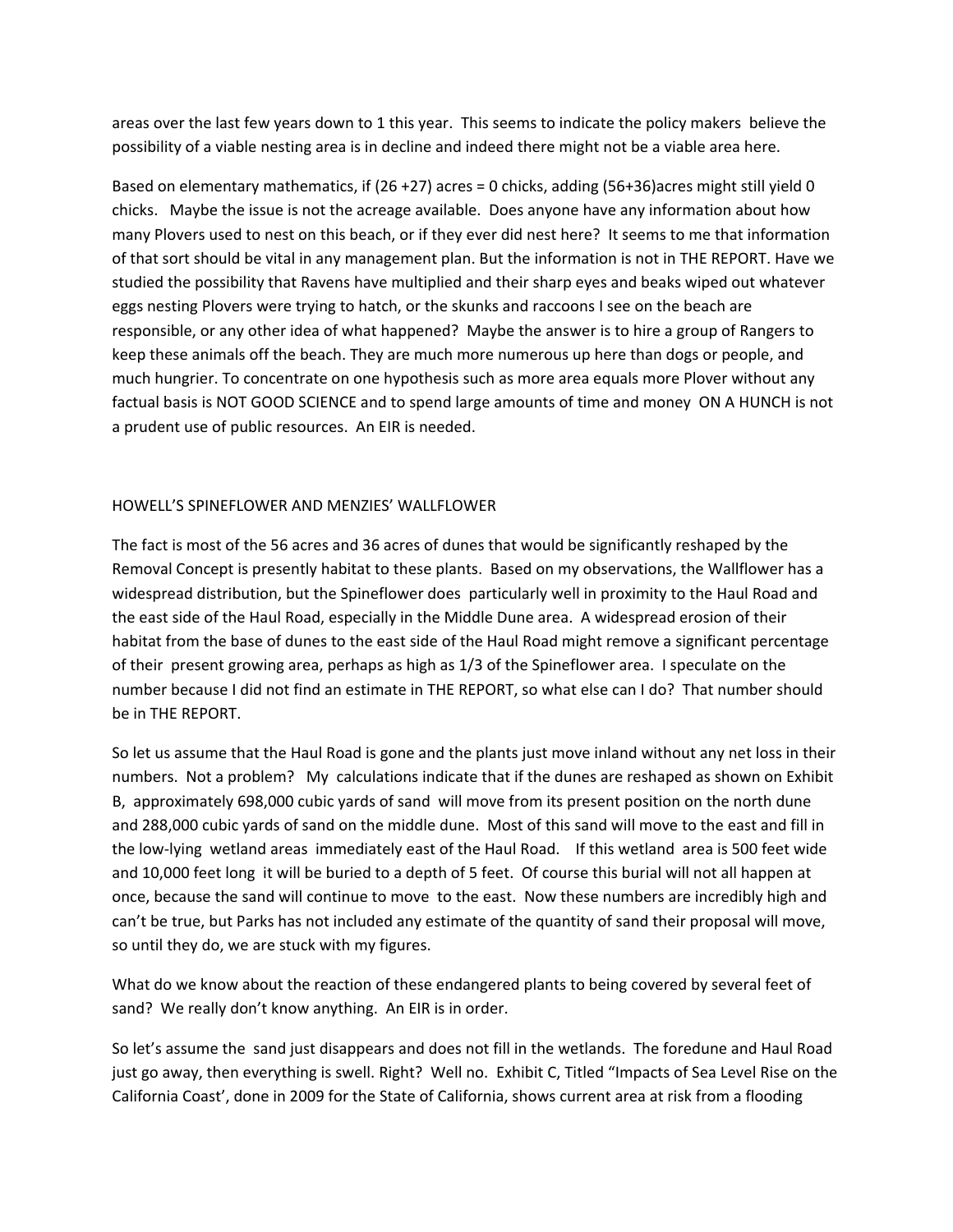areas over the last few years down to 1 this year. This seems to indicate the policy makers believe the possibility of a viable nesting area is in decline and indeed there might not be a viable area here.

Based on elementary mathematics, if (26 +27) acres = 0 chicks, adding (56+36)acres might still yield 0 chicks. Maybe the issue is not the acreage available. Does anyone have any information about how many Plovers used to nest on this beach, or if they ever did nest here? It seems to me that information of that sort should be vital in any management plan. But the information is not in THE REPORT. Have we studied the possibility that Ravens have multiplied and their sharp eyes and beaks wiped out whatever eggs nesting Plovers were trying to hatch, or the skunks and raccoons I see on the beach are responsible, or any other idea of what happened? Maybe the answer is to hire a group of Rangers to keep these animals off the beach. They are much more numerous up here than dogs or people, and much hungrier. To concentrate on one hypothesis such as more area equals more Plover without any factual basis is NOT GOOD SCIENCE and to spend large amounts of time and money ON A HUNCH is not a prudent use of public resources. An EIR is needed.

HOWELL'S SPINEFLOWER AND MENZIES' WALLFLOWER

The fact is most of the 56 acres and 36 acres of dunes that would be significantly reshaped by the Removal Concept is presently habitat to these plants. Based on my observations, the Wallflower has a widespread distribution, but the Spineflower does particularly well in proximity to the Haul Road and the east side of the Haul Road, especially in the Middle Dune area. A widespread erosion of their habitat from the base of dunes to the east side of the Haul Road might remove a significant percentage of their present growing area, perhaps as high as 1/3 of the Spineflower area. I speculate on the number because I did not find an estimate in THE REPORT, so what else can I do? That number should be in THE REPORT.

So let us assume that the Haul Road is gone and the plants just move inland without any net loss in their numbers. Not a problem? My calculations indicate that if the dunes are reshaped as shown on Exhibit B, approximately 698,000 cubic yards of sand will move from its present position on the north dune and 288,000 cubic yards of sand on the middle dune. Most of this sand will move to the east and fill in the low-lying wetland areas immediately east of the Haul Road. If this wetland area is 500 feet wide and 10,000 feet long it will be buried to a depth of 5 feet. Of course this burial will not all happen at once, because the sand will continue to move to the east. Now these numbers are incredibly high and can't be true, but Parks has not included any estimate of the quantity of sand their proposal will move, so until they do, we are stuck with my figures.

What do we know about the reaction of these endangered plants to being covered by several feet of sand? We really don't know anything. An EIR is in order.

So let's assume the sand just disappears and does not fill in the wetlands. The foredune and Haul Road just go away, then everything is swell. Right? Well no. Exhibit C, Titled "Impacts of Sea Level Rise on the California Coast', done in 2009 for the State of California, shows current area at risk from a flooding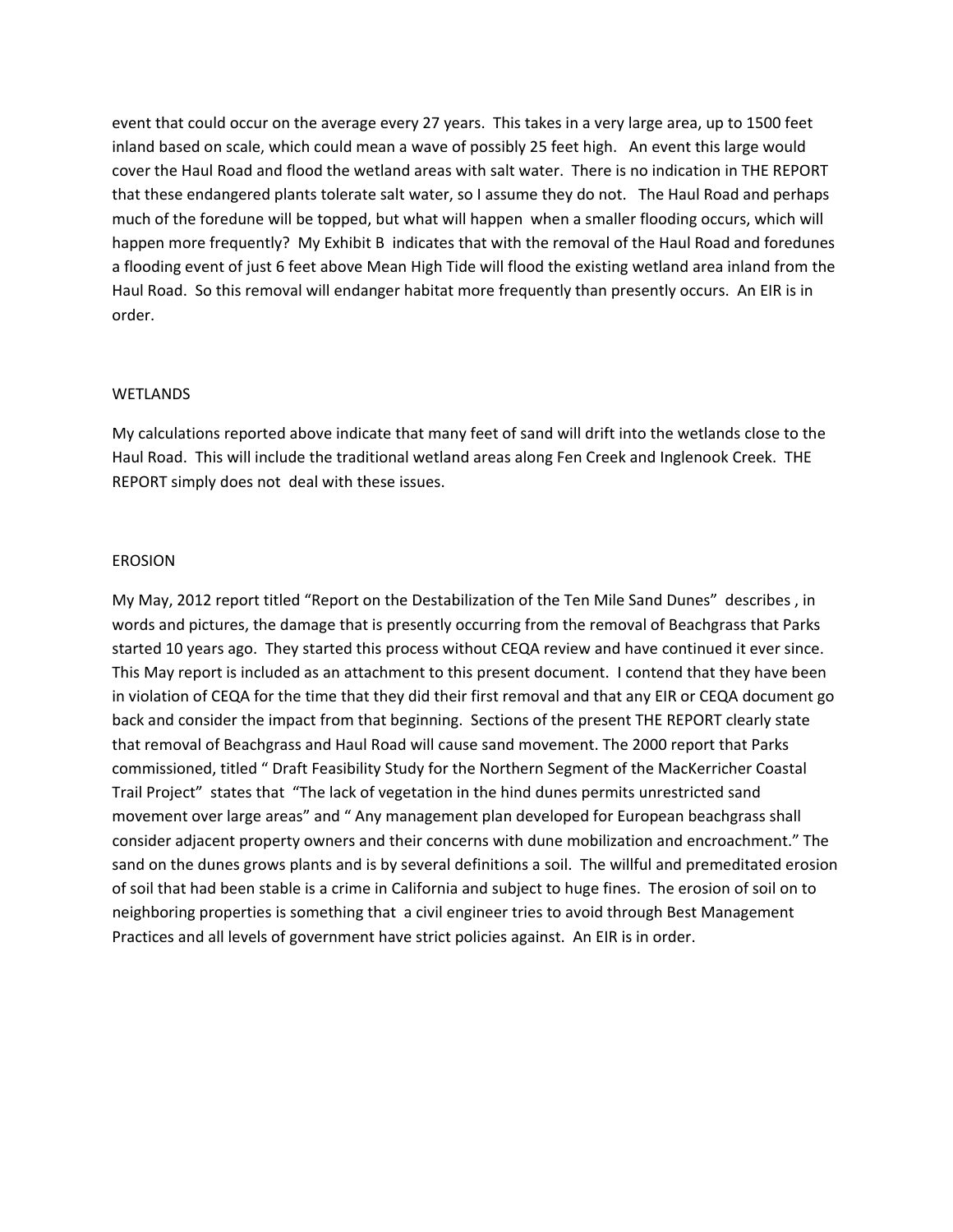event that could occur on the average every 27 years. This takes in a very large area, up to 1500 feet inland based on scale, which could mean a wave of possibly 25 feet high. An event this large would cover the Haul Road and flood the wetland areas with salt water. There is no indication in THE REPORT that these endangered plants tolerate salt water, so I assume they do not. The Haul Road and perhaps much of the foredune will be topped, but what will happen when a smaller flooding occurs, which will happen more frequently? My Exhibit B indicates that with the removal of the Haul Road and foredunes a flooding event of just 6 feet above Mean High Tide will flood the existing wetland area inland from the Haul Road. So this removal will endanger habitat more frequently than presently occurs. An EIR is in order.

## WETLANDS

My calculations reported above indicate that many feet of sand will drift into the wetlands close to the Haul Road. This will include the traditional wetland areas along Fen Creek and Inglenook Creek. THE REPORT simply does not deal with these issues.

## EROSION

My May, 2012 report titled "Report on the Destabilization of the Ten Mile Sand Dunes" describes , in words and pictures, the damage that is presently occurring from the removal of Beachgrass that Parks started 10 years ago. They started this process without CEQA review and have continued it ever since. This May report is included as an attachment to this present document. I contend that they have been in violation of CEQA for the time that they did their first removal and that any EIR or CEQA document go back and consider the impact from that beginning. Sections of the present THE REPORT clearly state that removal of Beachgrass and Haul Road will cause sand movement. The 2000 report that Parks commissioned, titled " Draft Feasibility Study for the Northern Segment of the MacKerricher Coastal Trail Project" states that "The lack of vegetation in the hind dunes permits unrestricted sand movement over large areas" and " Any management plan developed for European beachgrass shall consider adjacent property owners and their concerns with dune mobilization and encroachment." The sand on the dunes grows plants and is by several definitions a soil. The willful and premeditated erosion of soil that had been stable is a crime in California and subject to huge fines. The erosion of soil on to neighboring properties is something that a civil engineer tries to avoid through Best Management Practices and all levels of government have strict policies against. An EIR is in order.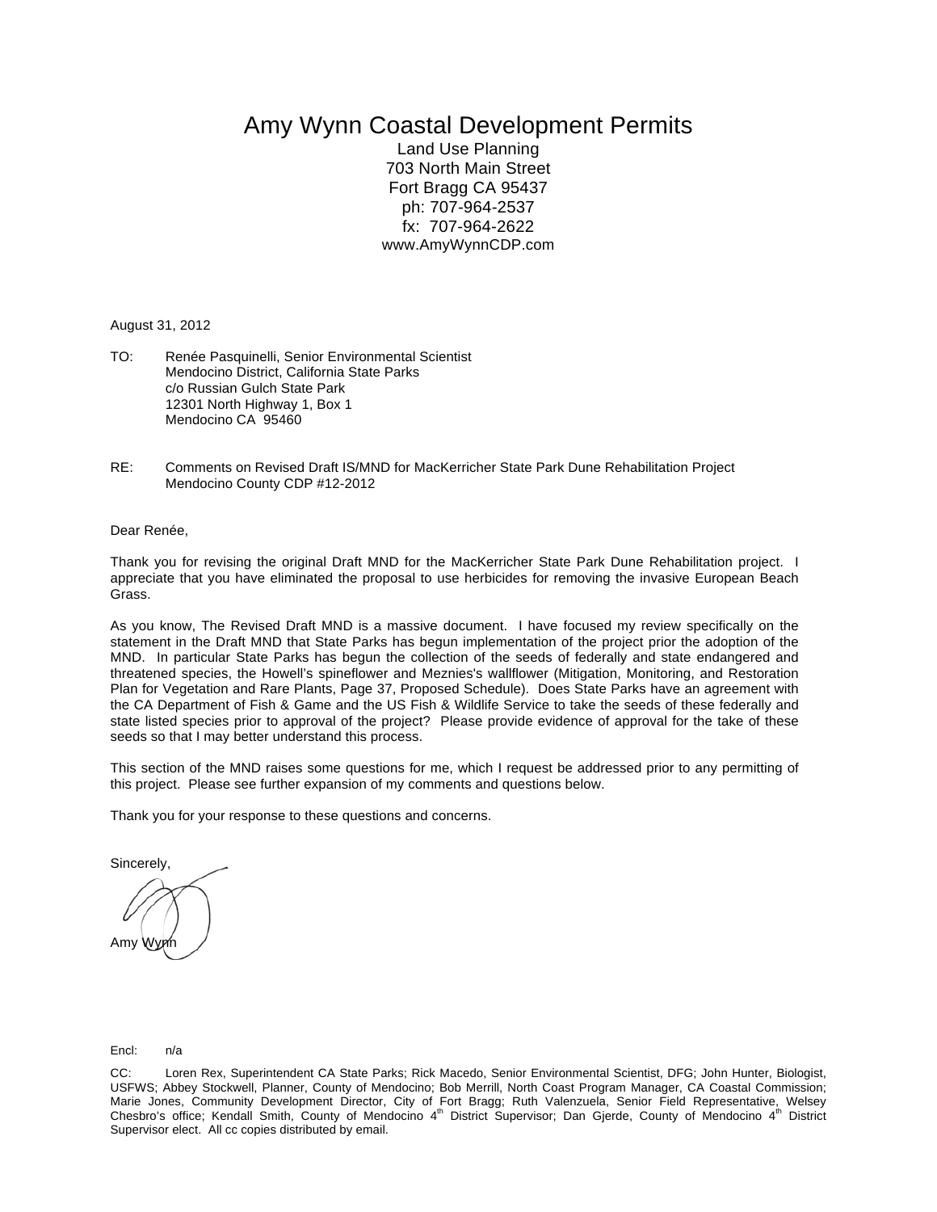# Amy Wynn Coastal Development Permits

Land Use Planning
703 North Main Street
Fort Bragg CA 95437
ph: 707-964-2537
fx: 707-964-2622
www.AmyWynnCDP.com

August 31, 2012

TO: Renée Pasquinelli, Senior Environmental Scientist
Mendocino District, California State Parks
c/o Russian Gulch State Park
12301 North Highway 1, Box 1
Mendocino CA 95460

RE: Comments on Revised Draft IS/MND for MacKerricher State Park Dune Rehabilitation Project
Mendocino County CDP #12-2012

Dear Renée,

Thank you for revising the original Draft MND for the MacKerricher State Park Dune Rehabilitation project. I appreciate that you have eliminated the proposal to use herbicides for removing the invasive European Beach Grass.

As you know, The Revised Draft MND is a massive document. I have focused my review specifically on the statement in the Draft MND that State Parks has begun implementation of the project prior the adoption of the MND. In particular State Parks has begun the collection of the seeds of federally and state endangered and threatened species, the Howell's spineflower and Meznies's wallflower (Mitigation, Monitoring, and Restoration Plan for Vegetation and Rare Plants, Page 37, Proposed Schedule). Does State Parks have an agreement with the CA Department of Fish & Game and the US Fish & Wildlife Service to take the seeds of these federally and state listed species prior to approval of the project? Please provide evidence of approval for the take of these seeds so that I may better understand this process.

This section of the MND raises some questions for me, which I request be addressed prior to any permitting of this project. Please see further expansion of my comments and questions below.

Thank you for your response to these questions and concerns.

Sincerely,

Amy Wynn

Encl: n/a

CC: Loren Rex, Superintendent CA State Parks; Rick Macedo, Senior Environmental Scientist, DFG; John Hunter, Biologist, USFWS; Abbey Stockwell, Planner, County of Mendocino; Bob Merrill, North Coast Program Manager, CA Coastal Commission; Marie Jones, Community Development Director, City of Fort Bragg; Ruth Valenzuela, Senior Field Representative, Welsey Chesbro's office; Kendall Smith, County of Mendocino 4th District Supervisor; Dan Gjerde, County of Mendocino 4th District Supervisor elect. All cc copies distributed by email.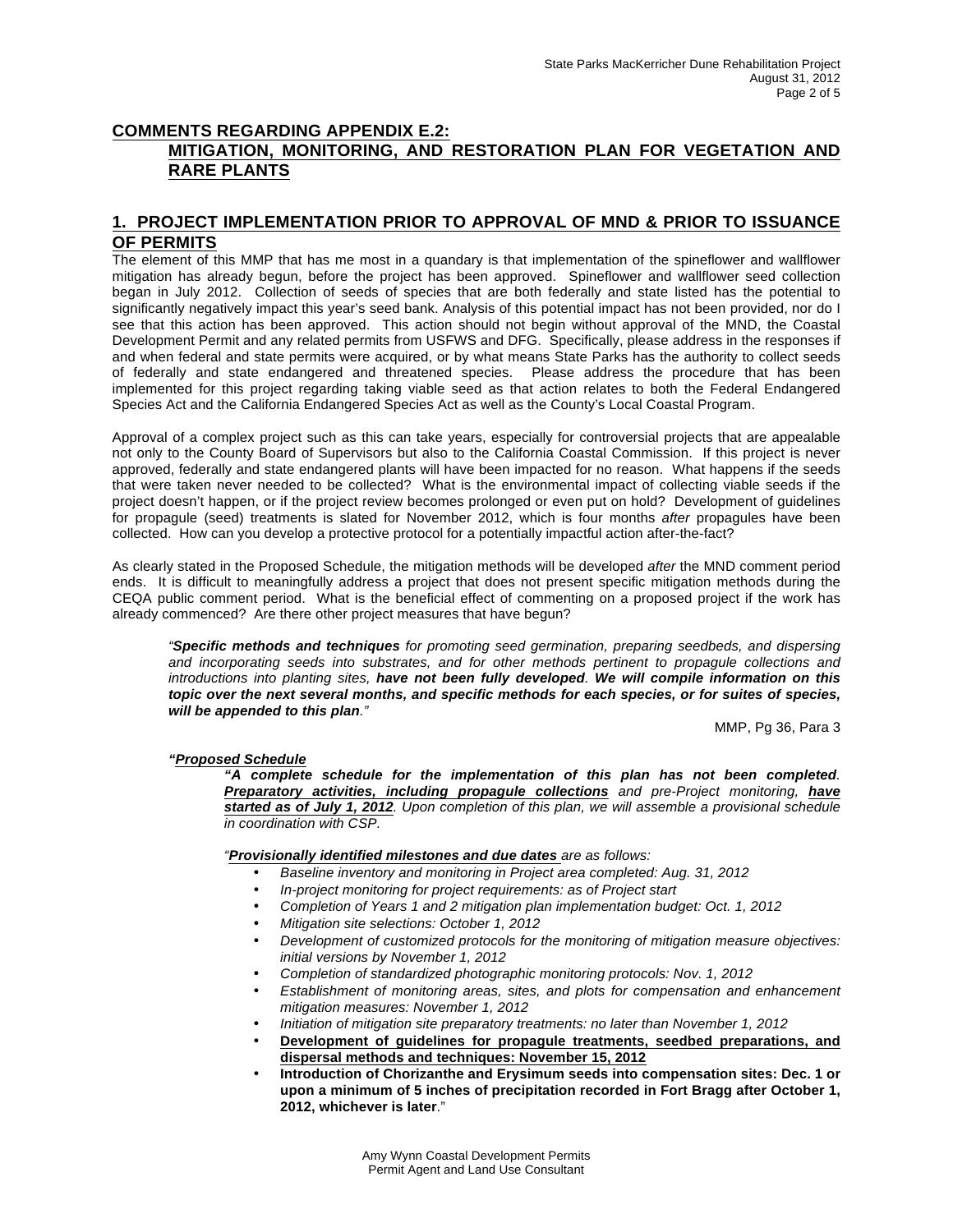## COMMENTS REGARDING APPENDIX E.2: MITIGATION, MONITORING, AND RESTORATION PLAN FOR VEGETATION AND RARE PLANTS

### 1. PROJECT IMPLEMENTATION PRIOR TO APPROVAL OF MND & PRIOR TO ISSUANCE OF PERMITS

The element of this MMP that has me most in a quandary is that implementation of the spineflower and wallflower mitigation has already begun, before the project has been approved. Spineflower and wallflower seed collection began in July 2012. Collection of seeds of species that are both federally and state listed has the potential to significantly negatively impact this year's seed bank. Analysis of this potential impact has not been provided, nor do I see that this action has been approved. This action should not begin without approval of the MND, the Coastal Development Permit and any related permits from USFWS and DFG. Specifically, please address in the responses if and when federal and state permits were acquired, or by what means State Parks has the authority to collect seeds of federally and state endangered and threatened species. Please address the procedure that has been implemented for this project regarding taking viable seed as that action relates to both the Federal Endangered Species Act and the California Endangered Species Act as well as the County's Local Coastal Program.

Approval of a complex project such as this can take years, especially for controversial projects that are appealable not only to the County Board of Supervisors but also to the California Coastal Commission. If this project is never approved, federally and state endangered plants will have been impacted for no reason. What happens if the seeds that were taken never needed to be collected? What is the environmental impact of collecting viable seeds if the project doesn't happen, or if the project review becomes prolonged or even put on hold? Development of guidelines for propagule (seed) treatments is slated for November 2012, which is four months *after* propagules have been collected. How can you develop a protective protocol for a potentially impactful action after-the-fact?

As clearly stated in the Proposed Schedule, the mitigation methods will be developed *after* the MND comment period ends. It is difficult to meaningfully address a project that does not present specific mitigation methods during the CEQA public comment period. What is the beneficial effect of commenting on a proposed project if the work has already commenced? Are there other project measures that have begun?

> *"**Specific methods and techniques** for promoting seed germination, preparing seedbeds, and dispersing and incorporating seeds into substrates, and for other methods pertinent to propagule collections and introductions into planting sites, **have not been fully developed**. **We will compile information on this topic over the next several months, and specific methods for each species, or for suites of species, will be appended to this plan**."*
>
> MMP, Pg 36, Para 3

> ***"Proposed Schedule***
>
> ***"A complete schedule for the implementation of this plan has not been completed****. **Preparatory activities, including propagule collections** and pre-Project monitoring, **have started as of July 1, 2012**. Upon completion of this plan, we will assemble a provisional schedule in coordination with CSP.*
>
> *"**Provisionally identified milestones and due dates** are as follows:*
>
> - *Baseline inventory and monitoring in Project area completed: Aug. 31, 2012*
> - *In-project monitoring for project requirements: as of Project start*
> - *Completion of Years 1 and 2 mitigation plan implementation budget: Oct. 1, 2012*
> - *Mitigation site selections: October 1, 2012*
> - *Development of customized protocols for the monitoring of mitigation measure objectives: initial versions by November 1, 2012*
> - *Completion of standardized photographic monitoring protocols: Nov. 1, 2012*
> - *Establishment of monitoring areas, sites, and plots for compensation and enhancement mitigation measures: November 1, 2012*
> - *Initiation of mitigation site preparatory treatments: no later than November 1, 2012*
> - **Development of guidelines for propagule treatments, seedbed preparations, and dispersal methods and techniques: November 15, 2012**
> - **Introduction of Chorizanthe and Erysimum seeds into compensation sites: Dec. 1 or upon a minimum of 5 inches of precipitation recorded in Fort Bragg after October 1, 2012, whichever is later**."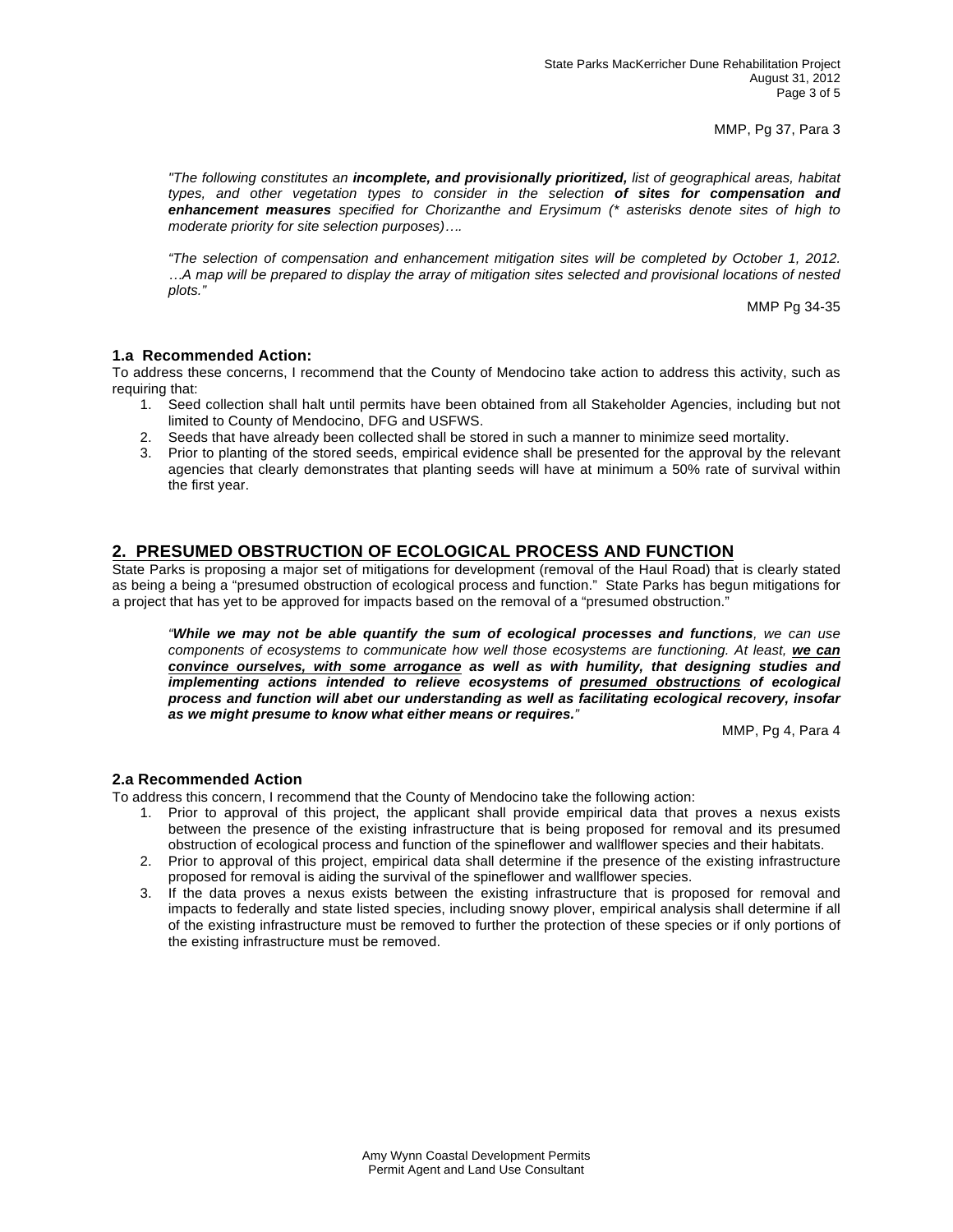MMP, Pg 37, Para 3

> *"The following constitutes an **incomplete, and provisionally prioritized,** list of geographical areas, habitat types, and other vegetation types to consider in the selection **of sites for compensation and enhancement measures** specified for Chorizanthe and Erysimum (\* asterisks denote sites of high to moderate priority for site selection purposes)….*
>
> *"The selection of compensation and enhancement mitigation sites will be completed by October 1, 2012. …A map will be prepared to display the array of mitigation sites selected and provisional locations of nested plots."*

MMP Pg 34-35

### 1.a Recommended Action:

To address these concerns, I recommend that the County of Mendocino take action to address this activity, such as requiring that:

1. Seed collection shall halt until permits have been obtained from all Stakeholder Agencies, including but not limited to County of Mendocino, DFG and USFWS.
2. Seeds that have already been collected shall be stored in such a manner to minimize seed mortality.
3. Prior to planting of the stored seeds, empirical evidence shall be presented for the approval by the relevant agencies that clearly demonstrates that planting seeds will have at minimum a 50% rate of survival within the first year.

## 2. PRESUMED OBSTRUCTION OF ECOLOGICAL PROCESS AND FUNCTION

State Parks is proposing a major set of mitigations for development (removal of the Haul Road) that is clearly stated as being a being a "presumed obstruction of ecological process and function." State Parks has begun mitigations for a project that has yet to be approved for impacts based on the removal of a "presumed obstruction."

> *"**While we may not be able quantify the sum of ecological processes and functions**, we can use components of ecosystems to communicate how well those ecosystems are functioning. At least, **<u>we can convince ourselves, with some arrogance</u> as well as with humility, that designing studies and implementing actions intended to relieve ecosystems of <u>presumed obstructions</u> of ecological process and function will abet our understanding as well as facilitating ecological recovery, insofar as we might presume to know what either means or requires.**"*

MMP, Pg 4, Para 4

### 2.a Recommended Action

To address this concern, I recommend that the County of Mendocino take the following action:

1. Prior to approval of this project, the applicant shall provide empirical data that proves a nexus exists between the presence of the existing infrastructure that is being proposed for removal and its presumed obstruction of ecological process and function of the spineflower and wallflower species and their habitats.
2. Prior to approval of this project, empirical data shall determine if the presence of the existing infrastructure proposed for removal is aiding the survival of the spineflower and wallflower species.
3. If the data proves a nexus exists between the existing infrastructure that is proposed for removal and impacts to federally and state listed species, including snowy plover, empirical analysis shall determine if all of the existing infrastructure must be removed to further the protection of these species or if only portions of the existing infrastructure must be removed.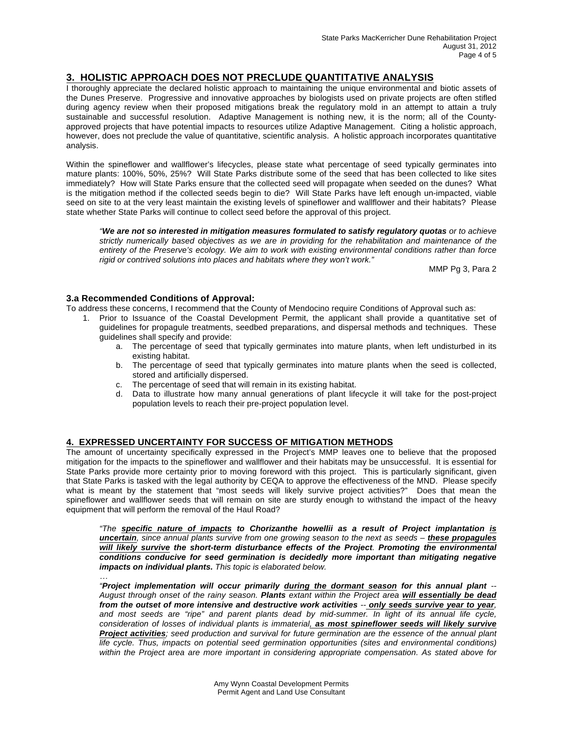## 3. HOLISTIC APPROACH DOES NOT PRECLUDE QUANTITATIVE ANALYSIS

I thoroughly appreciate the declared holistic approach to maintaining the unique environmental and biotic assets of the Dunes Preserve. Progressive and innovative approaches by biologists used on private projects are often stifled during agency review when their proposed mitigations break the regulatory mold in an attempt to attain a truly sustainable and successful resolution. Adaptive Management is nothing new, it is the norm; all of the County-approved projects that have potential impacts to resources utilize Adaptive Management. Citing a holistic approach, however, does not preclude the value of quantitative, scientific analysis. A holistic approach incorporates quantitative analysis.

Within the spineflower and wallflower's lifecycles, please state what percentage of seed typically germinates into mature plants: 100%, 50%, 25%? Will State Parks distribute some of the seed that has been collected to like sites immediately? How will State Parks ensure that the collected seed will propagate when seeded on the dunes? What is the mitigation method if the collected seeds begin to die? Will State Parks have left enough un-impacted, viable seed on site to at the very least maintain the existing levels of spineflower and wallflower and their habitats? Please state whether State Parks will continue to collect seed before the approval of this project.

> *"**We are not so interested in mitigation measures formulated to satisfy regulatory quotas** or to achieve strictly numerically based objectives as we are in providing for the rehabilitation and maintenance of the entirety of the Preserve's ecology. We aim to work with existing environmental conditions rather than force rigid or contrived solutions into places and habitats where they won't work."*
>
> MMP Pg 3, Para 2

### 3.a Recommended Conditions of Approval:

To address these concerns, I recommend that the County of Mendocino require Conditions of Approval such as:

1. Prior to Issuance of the Coastal Development Permit, the applicant shall provide a quantitative set of guidelines for propagule treatments, seedbed preparations, and dispersal methods and techniques. These guidelines shall specify and provide:
   a. The percentage of seed that typically germinates into mature plants, when left undisturbed in its existing habitat.
   b. The percentage of seed that typically germinates into mature plants when the seed is collected, stored and artificially dispersed.
   c. The percentage of seed that will remain in its existing habitat.
   d. Data to illustrate how many annual generations of plant lifecycle it will take for the post-project population levels to reach their pre-project population level.

## 4. EXPRESSED UNCERTAINTY FOR SUCCESS OF MITIGATION METHODS

The amount of uncertainty specifically expressed in the Project's MMP leaves one to believe that the proposed mitigation for the impacts to the spineflower and wallflower and their habitats may be unsuccessful. It is essential for State Parks provide more certainty prior to moving foreword with this project. This is particularly significant, given that State Parks is tasked with the legal authority by CEQA to approve the effectiveness of the MND. Please specify what is meant by the statement that "most seeds will likely survive project activities?" Does that mean the spineflower and wallflower seeds that will remain on site are sturdy enough to withstand the impact of the heavy equipment that will perform the removal of the Haul Road?

> *"The **specific nature of impacts** to **Chorizanthe howellii as a result of Project implantation is uncertain**, since annual plants survive from one growing season to the next as seeds – **these propagules will likely survive the short-term disturbance effects of the Project**. **Promoting the environmental conditions conducive for seed germination is decidedly more important than mitigating negative impacts on individual plants.** This topic is elaborated below.*
>
> *…*
>
> *"**Project implementation will occur primarily during the dormant season for this annual plant** -- August through onset of the rainy season. **Plants** extant within the Project area **will essentially be dead from the outset of more intensive and destructive work activities -- only seeds survive year to year**, and most seeds are "ripe" and parent plants dead by mid-summer. In light of its annual life cycle, consideration of losses of individual plants is immaterial, **as most spineflower seeds will likely survive Project activities**; seed production and survival for future germination are the essence of the annual plant life cycle. Thus, impacts on potential seed germination opportunities (sites and environmental conditions) within the Project area are more important in considering appropriate compensation. As stated above for*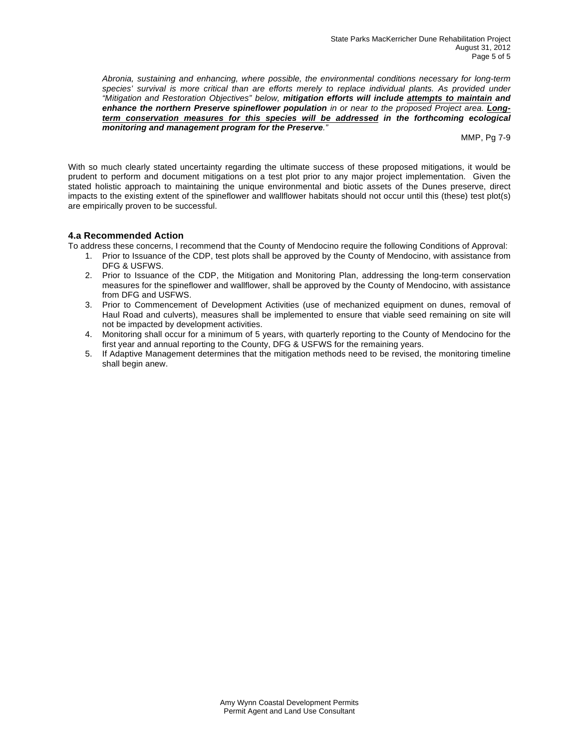*Abronia, sustaining and enhancing, where possible, the environmental conditions necessary for long-term species' survival is more critical than are efforts merely to replace individual plants. As provided under "Mitigation and Restoration Objectives" below,* ***mitigation efforts will include <u>attempts to maintain</u> and enhance the northern Preserve spineflower population*** *in or near to the proposed Project area.* ***<u>Long-term conservation measures for this species will be addressed</u> in the forthcoming ecological monitoring and management program for the Preserve****."*

MMP, Pg 7-9

With so much clearly stated uncertainty regarding the ultimate success of these proposed mitigations, it would be prudent to perform and document mitigations on a test plot prior to any major project implementation. Given the stated holistic approach to maintaining the unique environmental and biotic assets of the Dunes preserve, direct impacts to the existing extent of the spineflower and wallflower habitats should not occur until this (these) test plot(s) are empirically proven to be successful.

### 4.a Recommended Action

To address these concerns, I recommend that the County of Mendocino require the following Conditions of Approval:

1. Prior to Issuance of the CDP, test plots shall be approved by the County of Mendocino, with assistance from DFG & USFWS.
2. Prior to Issuance of the CDP, the Mitigation and Monitoring Plan, addressing the long-term conservation measures for the spineflower and wallflower, shall be approved by the County of Mendocino, with assistance from DFG and USFWS.
3. Prior to Commencement of Development Activities (use of mechanized equipment on dunes, removal of Haul Road and culverts), measures shall be implemented to ensure that viable seed remaining on site will not be impacted by development activities.
4. Monitoring shall occur for a minimum of 5 years, with quarterly reporting to the County of Mendocino for the first year and annual reporting to the County, DFG & USFWS for the remaining years.
5. If Adaptive Management determines that the mitigation methods need to be revised, the monitoring timeline shall begin anew.